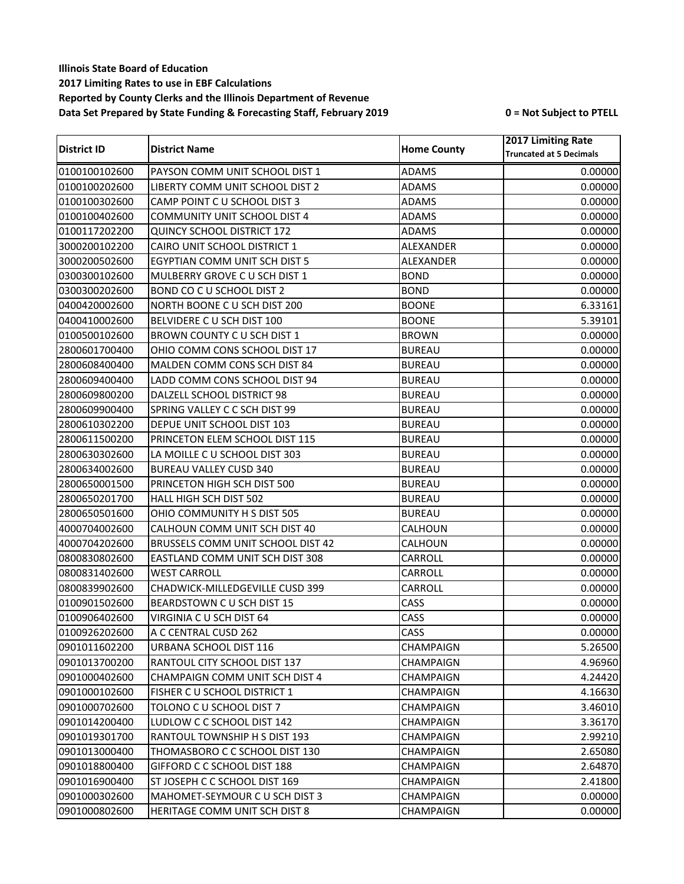**Illinois State Board of Education**
**2017 Limiting Rates to use in EBF Calculations**
**Reported by County Clerks and the Illinois Department of Revenue**
**Data Set Prepared by State Funding & Forecasting Staff, February 2019**

**0 = Not Subject to PTELL**

| District ID | District Name | Home County | 2017 Limiting Rate Truncated at 5 Decimals |
|---|---|---|---|
| 0100100102600 | PAYSON COMM UNIT SCHOOL DIST 1 | ADAMS | 0.00000 |
| 0100100202600 | LIBERTY COMM UNIT SCHOOL DIST 2 | ADAMS | 0.00000 |
| 0100100302600 | CAMP POINT C U SCHOOL DIST 3 | ADAMS | 0.00000 |
| 0100100402600 | COMMUNITY UNIT SCHOOL DIST 4 | ADAMS | 0.00000 |
| 0100117202200 | QUINCY SCHOOL DISTRICT 172 | ADAMS | 0.00000 |
| 3000200102200 | CAIRO UNIT SCHOOL DISTRICT 1 | ALEXANDER | 0.00000 |
| 3000200502600 | EGYPTIAN COMM UNIT SCH DIST 5 | ALEXANDER | 0.00000 |
| 0300300102600 | MULBERRY GROVE C U SCH DIST 1 | BOND | 0.00000 |
| 0300300202600 | BOND CO C U SCHOOL DIST 2 | BOND | 0.00000 |
| 0400420002600 | NORTH BOONE C U SCH DIST 200 | BOONE | 6.33161 |
| 0400410002600 | BELVIDERE C U SCH DIST 100 | BOONE | 5.39101 |
| 0100500102600 | BROWN COUNTY C U SCH DIST 1 | BROWN | 0.00000 |
| 2800601700400 | OHIO COMM CONS SCHOOL DIST 17 | BUREAU | 0.00000 |
| 2800608400400 | MALDEN COMM CONS SCH DIST 84 | BUREAU | 0.00000 |
| 2800609400400 | LADD COMM CONS SCHOOL DIST 94 | BUREAU | 0.00000 |
| 2800609800200 | DALZELL SCHOOL DISTRICT 98 | BUREAU | 0.00000 |
| 2800609900400 | SPRING VALLEY C C SCH DIST 99 | BUREAU | 0.00000 |
| 2800610302200 | DEPUE UNIT SCHOOL DIST 103 | BUREAU | 0.00000 |
| 2800611500200 | PRINCETON ELEM SCHOOL DIST 115 | BUREAU | 0.00000 |
| 2800630302600 | LA MOILLE C U SCHOOL DIST 303 | BUREAU | 0.00000 |
| 2800634002600 | BUREAU VALLEY CUSD 340 | BUREAU | 0.00000 |
| 2800650001500 | PRINCETON HIGH SCH DIST 500 | BUREAU | 0.00000 |
| 2800650201700 | HALL HIGH SCH DIST 502 | BUREAU | 0.00000 |
| 2800650501600 | OHIO COMMUNITY H S DIST 505 | BUREAU | 0.00000 |
| 4000704002600 | CALHOUN COMM UNIT SCH DIST 40 | CALHOUN | 0.00000 |
| 4000704202600 | BRUSSELS COMM UNIT SCHOOL DIST 42 | CALHOUN | 0.00000 |
| 0800830802600 | EASTLAND COMM UNIT SCH DIST 308 | CARROLL | 0.00000 |
| 0800831402600 | WEST CARROLL | CARROLL | 0.00000 |
| 0800839902600 | CHADWICK-MILLEDGEVILLE CUSD 399 | CARROLL | 0.00000 |
| 0100901502600 | BEARDSTOWN C U SCH DIST 15 | CASS | 0.00000 |
| 0100906402600 | VIRGINIA C U SCH DIST 64 | CASS | 0.00000 |
| 0100926202600 | A C CENTRAL CUSD 262 | CASS | 0.00000 |
| 0901011602200 | URBANA SCHOOL DIST 116 | CHAMPAIGN | 5.26500 |
| 0901013700200 | RANTOUL CITY SCHOOL DIST 137 | CHAMPAIGN | 4.96960 |
| 0901000402600 | CHAMPAIGN COMM UNIT SCH DIST 4 | CHAMPAIGN | 4.24420 |
| 0901000102600 | FISHER C U SCHOOL DISTRICT 1 | CHAMPAIGN | 4.16630 |
| 0901000702600 | TOLONO C U SCHOOL DIST 7 | CHAMPAIGN | 3.46010 |
| 0901014200400 | LUDLOW C C SCHOOL DIST 142 | CHAMPAIGN | 3.36170 |
| 0901019301700 | RANTOUL TOWNSHIP H S DIST 193 | CHAMPAIGN | 2.99210 |
| 0901013000400 | THOMASBORO C C SCHOOL DIST 130 | CHAMPAIGN | 2.65080 |
| 0901018800400 | GIFFORD C C SCHOOL DIST 188 | CHAMPAIGN | 2.64870 |
| 0901016900400 | ST JOSEPH C C SCHOOL DIST 169 | CHAMPAIGN | 2.41800 |
| 0901000302600 | MAHOMET-SEYMOUR C U SCH DIST 3 | CHAMPAIGN | 0.00000 |
| 0901000802600 | HERITAGE COMM UNIT SCH DIST 8 | CHAMPAIGN | 0.00000 |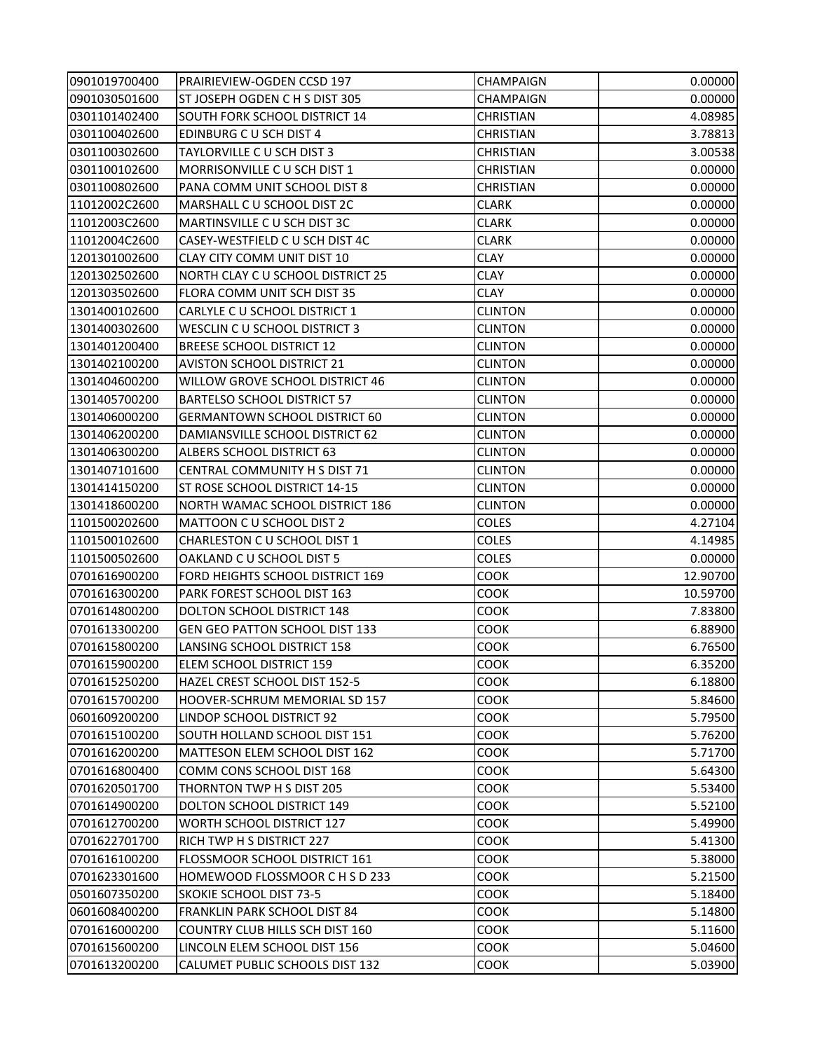| | | | |
|---|---|---|---|
| 0901019700400 | PRAIRIEVIEW-OGDEN CCSD 197 | CHAMPAIGN | 0.00000 |
| 0901030501600 | ST JOSEPH OGDEN C H S DIST 305 | CHAMPAIGN | 0.00000 |
| 0301101402400 | SOUTH FORK SCHOOL DISTRICT 14 | CHRISTIAN | 4.08985 |
| 0301100402600 | EDINBURG C U SCH DIST 4 | CHRISTIAN | 3.78813 |
| 0301100302600 | TAYLORVILLE C U SCH DIST 3 | CHRISTIAN | 3.00538 |
| 0301100102600 | MORRISONVILLE C U SCH DIST 1 | CHRISTIAN | 0.00000 |
| 0301100802600 | PANA COMM UNIT SCHOOL DIST 8 | CHRISTIAN | 0.00000 |
| 11012002C2600 | MARSHALL C U SCHOOL DIST 2C | CLARK | 0.00000 |
| 11012003C2600 | MARTINSVILLE C U SCH DIST 3C | CLARK | 0.00000 |
| 11012004C2600 | CASEY-WESTFIELD C U SCH DIST 4C | CLARK | 0.00000 |
| 1201301002600 | CLAY CITY COMM UNIT DIST 10 | CLAY | 0.00000 |
| 1201302502600 | NORTH CLAY C U SCHOOL DISTRICT 25 | CLAY | 0.00000 |
| 1201303502600 | FLORA COMM UNIT SCH DIST 35 | CLAY | 0.00000 |
| 1301400102600 | CARLYLE C U SCHOOL DISTRICT 1 | CLINTON | 0.00000 |
| 1301400302600 | WESCLIN C U SCHOOL DISTRICT 3 | CLINTON | 0.00000 |
| 1301401200400 | BREESE SCHOOL DISTRICT 12 | CLINTON | 0.00000 |
| 1301402100200 | AVISTON SCHOOL DISTRICT 21 | CLINTON | 0.00000 |
| 1301404600200 | WILLOW GROVE SCHOOL DISTRICT 46 | CLINTON | 0.00000 |
| 1301405700200 | BARTELSO SCHOOL DISTRICT 57 | CLINTON | 0.00000 |
| 1301406000200 | GERMANTOWN SCHOOL DISTRICT 60 | CLINTON | 0.00000 |
| 1301406200200 | DAMIANSVILLE SCHOOL DISTRICT 62 | CLINTON | 0.00000 |
| 1301406300200 | ALBERS SCHOOL DISTRICT 63 | CLINTON | 0.00000 |
| 1301407101600 | CENTRAL COMMUNITY H S DIST 71 | CLINTON | 0.00000 |
| 1301414150200 | ST ROSE SCHOOL DISTRICT 14-15 | CLINTON | 0.00000 |
| 1301418600200 | NORTH WAMAC SCHOOL DISTRICT 186 | CLINTON | 0.00000 |
| 1101500202600 | MATTOON C U SCHOOL DIST 2 | COLES | 4.27104 |
| 1101500102600 | CHARLESTON C U SCHOOL DIST 1 | COLES | 4.14985 |
| 1101500502600 | OAKLAND C U SCHOOL DIST 5 | COLES | 0.00000 |
| 0701616900200 | FORD HEIGHTS SCHOOL DISTRICT 169 | COOK | 12.90700 |
| 0701616300200 | PARK FOREST SCHOOL DIST 163 | COOK | 10.59700 |
| 0701614800200 | DOLTON SCHOOL DISTRICT 148 | COOK | 7.83800 |
| 0701613300200 | GEN GEO PATTON SCHOOL DIST 133 | COOK | 6.88900 |
| 0701615800200 | LANSING SCHOOL DISTRICT 158 | COOK | 6.76500 |
| 0701615900200 | ELEM SCHOOL DISTRICT 159 | COOK | 6.35200 |
| 0701615250200 | HAZEL CREST SCHOOL DIST 152-5 | COOK | 6.18800 |
| 0701615700200 | HOOVER-SCHRUM MEMORIAL SD 157 | COOK | 5.84600 |
| 0601609200200 | LINDOP SCHOOL DISTRICT 92 | COOK | 5.79500 |
| 0701615100200 | SOUTH HOLLAND SCHOOL DIST 151 | COOK | 5.76200 |
| 0701616200200 | MATTESON ELEM SCHOOL DIST 162 | COOK | 5.71700 |
| 0701616800400 | COMM CONS SCHOOL DIST 168 | COOK | 5.64300 |
| 0701620501700 | THORNTON TWP H S DIST 205 | COOK | 5.53400 |
| 0701614900200 | DOLTON SCHOOL DISTRICT 149 | COOK | 5.52100 |
| 0701612700200 | WORTH SCHOOL DISTRICT 127 | COOK | 5.49900 |
| 0701622701700 | RICH TWP H S DISTRICT 227 | COOK | 5.41300 |
| 0701616100200 | FLOSSMOOR SCHOOL DISTRICT 161 | COOK | 5.38000 |
| 0701623301600 | HOMEWOOD FLOSSMOOR C H S D 233 | COOK | 5.21500 |
| 0501607350200 | SKOKIE SCHOOL DIST 73-5 | COOK | 5.18400 |
| 0601608400200 | FRANKLIN PARK SCHOOL DIST 84 | COOK | 5.14800 |
| 0701616000200 | COUNTRY CLUB HILLS SCH DIST 160 | COOK | 5.11600 |
| 0701615600200 | LINCOLN ELEM SCHOOL DIST 156 | COOK | 5.04600 |
| 0701613200200 | CALUMET PUBLIC SCHOOLS DIST 132 | COOK | 5.03900 |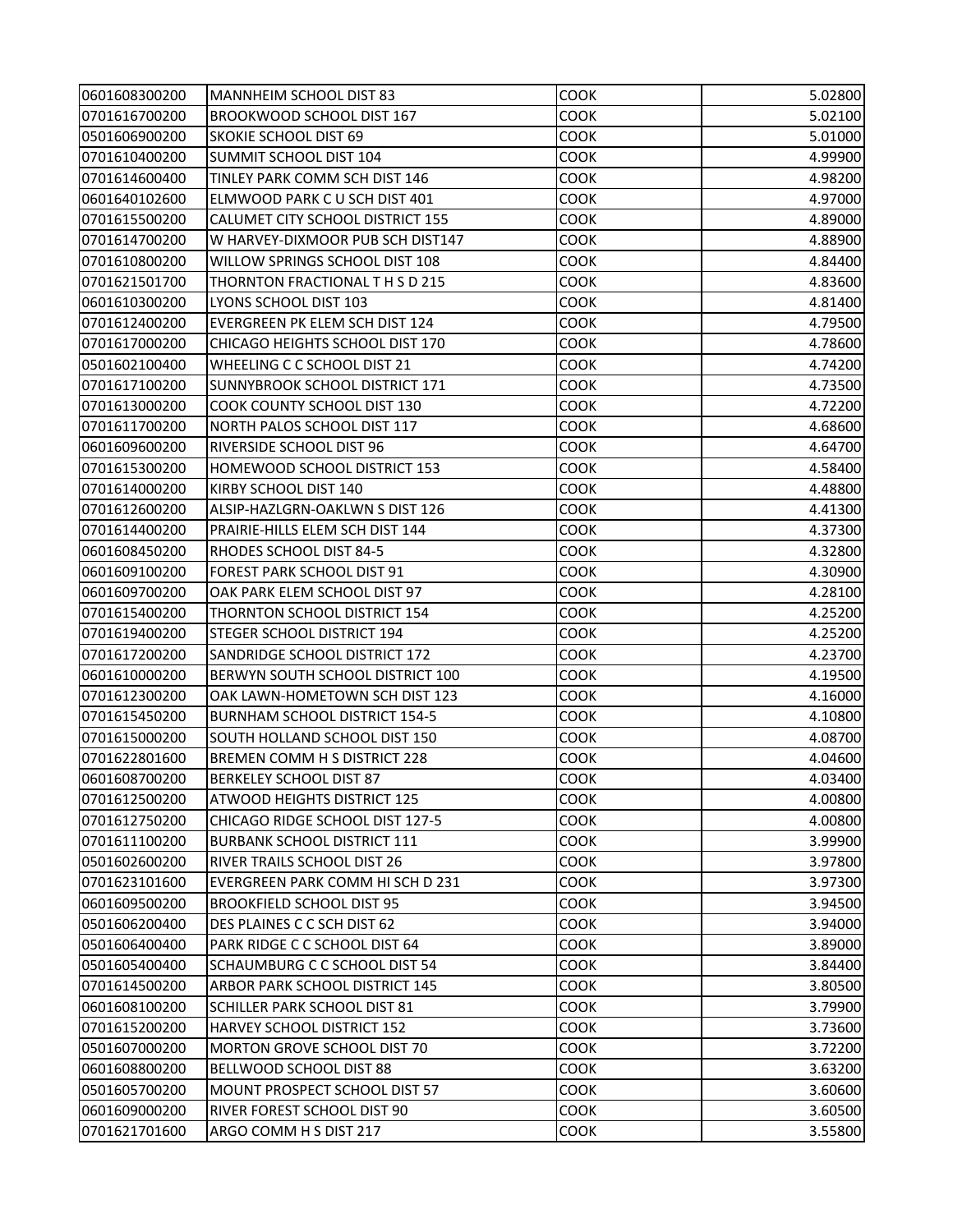| | | | |
|---|---|---|---|
| 0601608300200 | MANNHEIM SCHOOL DIST 83 | COOK | 5.02800 |
| 0701616700200 | BROOKWOOD SCHOOL DIST 167 | COOK | 5.02100 |
| 0501606900200 | SKOKIE SCHOOL DIST 69 | COOK | 5.01000 |
| 0701610400200 | SUMMIT SCHOOL DIST 104 | COOK | 4.99900 |
| 0701614600400 | TINLEY PARK COMM SCH DIST 146 | COOK | 4.98200 |
| 0601640102600 | ELMWOOD PARK C U SCH DIST 401 | COOK | 4.97000 |
| 0701615500200 | CALUMET CITY SCHOOL DISTRICT 155 | COOK | 4.89000 |
| 0701614700200 | W HARVEY-DIXMOOR PUB SCH DIST147 | COOK | 4.88900 |
| 0701610800200 | WILLOW SPRINGS SCHOOL DIST 108 | COOK | 4.84400 |
| 0701621501700 | THORNTON FRACTIONAL T H S D 215 | COOK | 4.83600 |
| 0601610300200 | LYONS SCHOOL DIST 103 | COOK | 4.81400 |
| 0701612400200 | EVERGREEN PK ELEM SCH DIST 124 | COOK | 4.79500 |
| 0701617000200 | CHICAGO HEIGHTS SCHOOL DIST 170 | COOK | 4.78600 |
| 0501602100400 | WHEELING C C SCHOOL DIST 21 | COOK | 4.74200 |
| 0701617100200 | SUNNYBROOK SCHOOL DISTRICT 171 | COOK | 4.73500 |
| 0701613000200 | COOK COUNTY SCHOOL DIST 130 | COOK | 4.72200 |
| 0701611700200 | NORTH PALOS SCHOOL DIST 117 | COOK | 4.68600 |
| 0601609600200 | RIVERSIDE SCHOOL DIST 96 | COOK | 4.64700 |
| 0701615300200 | HOMEWOOD SCHOOL DISTRICT 153 | COOK | 4.58400 |
| 0701614000200 | KIRBY SCHOOL DIST 140 | COOK | 4.48800 |
| 0701612600200 | ALSIP-HAZLGRN-OAKLWN S DIST 126 | COOK | 4.41300 |
| 0701614400200 | PRAIRIE-HILLS ELEM SCH DIST 144 | COOK | 4.37300 |
| 0601608450200 | RHODES SCHOOL DIST 84-5 | COOK | 4.32800 |
| 0601609100200 | FOREST PARK SCHOOL DIST 91 | COOK | 4.30900 |
| 0601609700200 | OAK PARK ELEM SCHOOL DIST 97 | COOK | 4.28100 |
| 0701615400200 | THORNTON SCHOOL DISTRICT 154 | COOK | 4.25200 |
| 0701619400200 | STEGER SCHOOL DISTRICT 194 | COOK | 4.25200 |
| 0701617200200 | SANDRIDGE SCHOOL DISTRICT 172 | COOK | 4.23700 |
| 0601610000200 | BERWYN SOUTH SCHOOL DISTRICT 100 | COOK | 4.19500 |
| 0701612300200 | OAK LAWN-HOMETOWN SCH DIST 123 | COOK | 4.16000 |
| 0701615450200 | BURNHAM SCHOOL DISTRICT 154-5 | COOK | 4.10800 |
| 0701615000200 | SOUTH HOLLAND SCHOOL DIST 150 | COOK | 4.08700 |
| 0701622801600 | BREMEN COMM H S DISTRICT 228 | COOK | 4.04600 |
| 0601608700200 | BERKELEY SCHOOL DIST 87 | COOK | 4.03400 |
| 0701612500200 | ATWOOD HEIGHTS DISTRICT 125 | COOK | 4.00800 |
| 0701612750200 | CHICAGO RIDGE SCHOOL DIST 127-5 | COOK | 4.00800 |
| 0701611100200 | BURBANK SCHOOL DISTRICT 111 | COOK | 3.99900 |
| 0501602600200 | RIVER TRAILS SCHOOL DIST 26 | COOK | 3.97800 |
| 0701623101600 | EVERGREEN PARK COMM HI SCH D 231 | COOK | 3.97300 |
| 0601609500200 | BROOKFIELD SCHOOL DIST 95 | COOK | 3.94500 |
| 0501606200400 | DES PLAINES C C SCH DIST 62 | COOK | 3.94000 |
| 0501606400400 | PARK RIDGE C C SCHOOL DIST 64 | COOK | 3.89000 |
| 0501605400400 | SCHAUMBURG C C SCHOOL DIST 54 | COOK | 3.84400 |
| 0701614500200 | ARBOR PARK SCHOOL DISTRICT 145 | COOK | 3.80500 |
| 0601608100200 | SCHILLER PARK SCHOOL DIST 81 | COOK | 3.79900 |
| 0701615200200 | HARVEY SCHOOL DISTRICT 152 | COOK | 3.73600 |
| 0501607000200 | MORTON GROVE SCHOOL DIST 70 | COOK | 3.72200 |
| 0601608800200 | BELLWOOD SCHOOL DIST 88 | COOK | 3.63200 |
| 0501605700200 | MOUNT PROSPECT SCHOOL DIST 57 | COOK | 3.60600 |
| 0601609000200 | RIVER FOREST SCHOOL DIST 90 | COOK | 3.60500 |
| 0701621701600 | ARGO COMM H S DIST 217 | COOK | 3.55800 |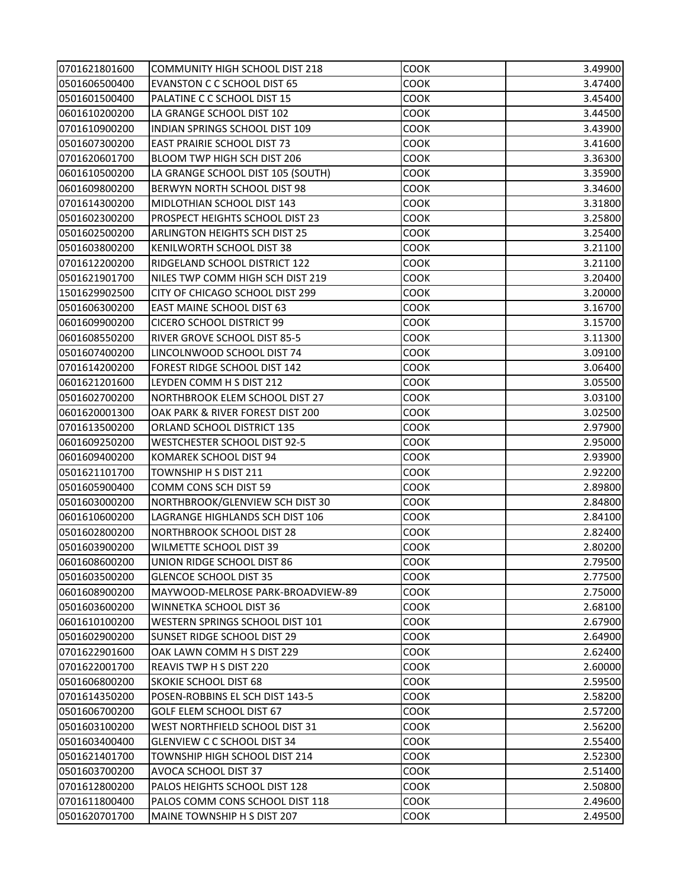| | | | |
|---|---|---|---|
| 0701621801600 | COMMUNITY HIGH SCHOOL DIST 218 | COOK | 3.49900 |
| 0501606500400 | EVANSTON C C SCHOOL DIST 65 | COOK | 3.47400 |
| 0501601500400 | PALATINE C C SCHOOL DIST 15 | COOK | 3.45400 |
| 0601610200200 | LA GRANGE SCHOOL DIST 102 | COOK | 3.44500 |
| 0701610900200 | INDIAN SPRINGS SCHOOL DIST 109 | COOK | 3.43900 |
| 0501607300200 | EAST PRAIRIE SCHOOL DIST 73 | COOK | 3.41600 |
| 0701620601700 | BLOOM TWP HIGH SCH DIST 206 | COOK | 3.36300 |
| 0601610500200 | LA GRANGE SCHOOL DIST 105 (SOUTH) | COOK | 3.35900 |
| 0601609800200 | BERWYN NORTH SCHOOL DIST 98 | COOK | 3.34600 |
| 0701614300200 | MIDLOTHIAN SCHOOL DIST 143 | COOK | 3.31800 |
| 0501602300200 | PROSPECT HEIGHTS SCHOOL DIST 23 | COOK | 3.25800 |
| 0501602500200 | ARLINGTON HEIGHTS SCH DIST 25 | COOK | 3.25400 |
| 0501603800200 | KENILWORTH SCHOOL DIST 38 | COOK | 3.21100 |
| 0701612200200 | RIDGELAND SCHOOL DISTRICT 122 | COOK | 3.21100 |
| 0501621901700 | NILES TWP COMM HIGH SCH DIST 219 | COOK | 3.20400 |
| 1501629902500 | CITY OF CHICAGO SCHOOL DIST 299 | COOK | 3.20000 |
| 0501606300200 | EAST MAINE SCHOOL DIST 63 | COOK | 3.16700 |
| 0601609900200 | CICERO SCHOOL DISTRICT 99 | COOK | 3.15700 |
| 0601608550200 | RIVER GROVE SCHOOL DIST 85-5 | COOK | 3.11300 |
| 0501607400200 | LINCOLNWOOD SCHOOL DIST 74 | COOK | 3.09100 |
| 0701614200200 | FOREST RIDGE SCHOOL DIST 142 | COOK | 3.06400 |
| 0601621201600 | LEYDEN COMM H S DIST 212 | COOK | 3.05500 |
| 0501602700200 | NORTHBROOK ELEM SCHOOL DIST 27 | COOK | 3.03100 |
| 0601620001300 | OAK PARK & RIVER FOREST DIST 200 | COOK | 3.02500 |
| 0701613500200 | ORLAND SCHOOL DISTRICT 135 | COOK | 2.97900 |
| 0601609250200 | WESTCHESTER SCHOOL DIST 92-5 | COOK | 2.95000 |
| 0601609400200 | KOMAREK SCHOOL DIST 94 | COOK | 2.93900 |
| 0501621101700 | TOWNSHIP H S DIST 211 | COOK | 2.92200 |
| 0501605900400 | COMM CONS SCH DIST 59 | COOK | 2.89800 |
| 0501603000200 | NORTHBROOK/GLENVIEW SCH DIST 30 | COOK | 2.84800 |
| 0601610600200 | LAGRANGE HIGHLANDS SCH DIST 106 | COOK | 2.84100 |
| 0501602800200 | NORTHBROOK SCHOOL DIST 28 | COOK | 2.82400 |
| 0501603900200 | WILMETTE SCHOOL DIST 39 | COOK | 2.80200 |
| 0601608600200 | UNION RIDGE SCHOOL DIST 86 | COOK | 2.79500 |
| 0501603500200 | GLENCOE SCHOOL DIST 35 | COOK | 2.77500 |
| 0601608900200 | MAYWOOD-MELROSE PARK-BROADVIEW-89 | COOK | 2.75000 |
| 0501603600200 | WINNETKA SCHOOL DIST 36 | COOK | 2.68100 |
| 0601610100200 | WESTERN SPRINGS SCHOOL DIST 101 | COOK | 2.67900 |
| 0501602900200 | SUNSET RIDGE SCHOOL DIST 29 | COOK | 2.64900 |
| 0701622901600 | OAK LAWN COMM H S DIST 229 | COOK | 2.62400 |
| 0701622001700 | REAVIS TWP H S DIST 220 | COOK | 2.60000 |
| 0501606800200 | SKOKIE SCHOOL DIST 68 | COOK | 2.59500 |
| 0701614350200 | POSEN-ROBBINS EL SCH DIST 143-5 | COOK | 2.58200 |
| 0501606700200 | GOLF ELEM SCHOOL DIST 67 | COOK | 2.57200 |
| 0501603100200 | WEST NORTHFIELD SCHOOL DIST 31 | COOK | 2.56200 |
| 0501603400400 | GLENVIEW C C SCHOOL DIST 34 | COOK | 2.55400 |
| 0501621401700 | TOWNSHIP HIGH SCHOOL DIST 214 | COOK | 2.52300 |
| 0501603700200 | AVOCA SCHOOL DIST 37 | COOK | 2.51400 |
| 0701612800200 | PALOS HEIGHTS SCHOOL DIST 128 | COOK | 2.50800 |
| 0701611800400 | PALOS COMM CONS SCHOOL DIST 118 | COOK | 2.49600 |
| 0501620701700 | MAINE TOWNSHIP H S DIST 207 | COOK | 2.49500 |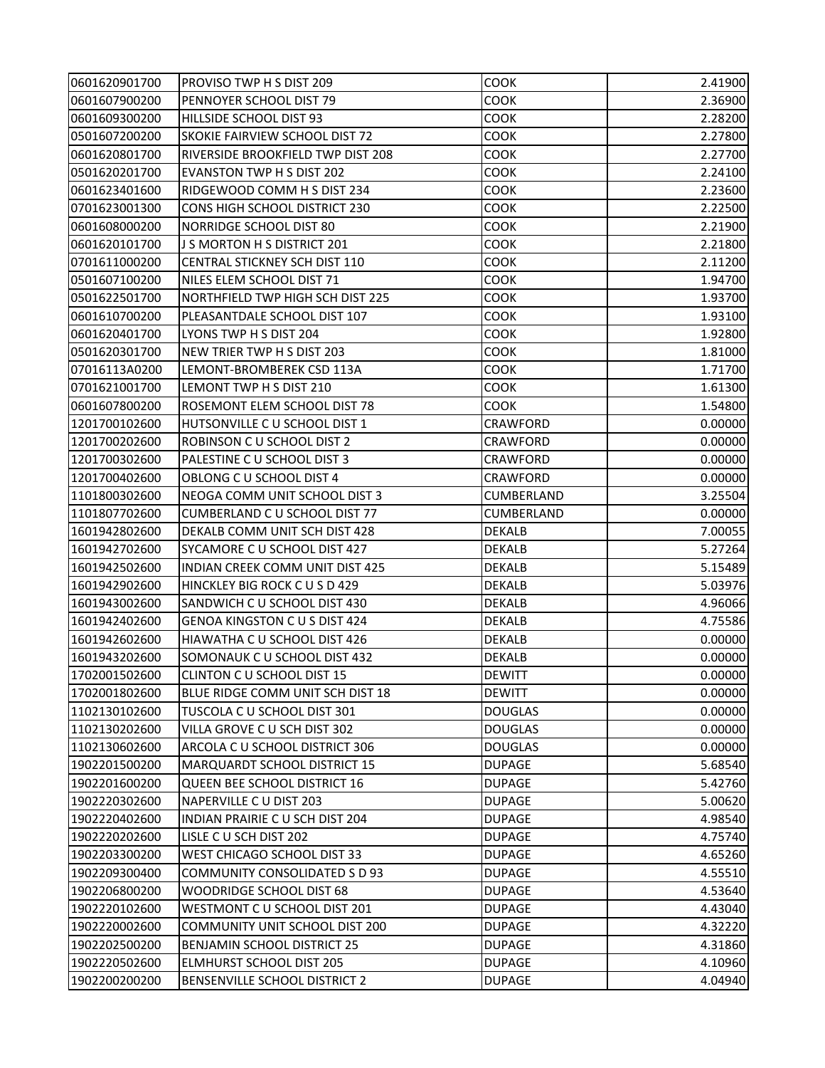| | | | |
|---|---|---|---|
| 0601620901700 | PROVISO TWP H S DIST 209 | COOK | 2.41900 |
| 0601607900200 | PENNOYER SCHOOL DIST 79 | COOK | 2.36900 |
| 0601609300200 | HILLSIDE SCHOOL DIST 93 | COOK | 2.28200 |
| 0501607200200 | SKOKIE FAIRVIEW SCHOOL DIST 72 | COOK | 2.27800 |
| 0601620801700 | RIVERSIDE BROOKFIELD TWP DIST 208 | COOK | 2.27700 |
| 0501620201700 | EVANSTON TWP H S DIST 202 | COOK | 2.24100 |
| 0601623401600 | RIDGEWOOD COMM H S DIST 234 | COOK | 2.23600 |
| 0701623001300 | CONS HIGH SCHOOL DISTRICT 230 | COOK | 2.22500 |
| 0601608000200 | NORRIDGE SCHOOL DIST 80 | COOK | 2.21900 |
| 0601620101700 | J S MORTON H S DISTRICT 201 | COOK | 2.21800 |
| 0701611000200 | CENTRAL STICKNEY SCH DIST 110 | COOK | 2.11200 |
| 0501607100200 | NILES ELEM SCHOOL DIST 71 | COOK | 1.94700 |
| 0501622501700 | NORTHFIELD TWP HIGH SCH DIST 225 | COOK | 1.93700 |
| 0601610700200 | PLEASANTDALE SCHOOL DIST 107 | COOK | 1.93100 |
| 0601620401700 | LYONS TWP H S DIST 204 | COOK | 1.92800 |
| 0501620301700 | NEW TRIER TWP H S DIST 203 | COOK | 1.81000 |
| 07016113A0200 | LEMONT-BROMBEREK CSD 113A | COOK | 1.71700 |
| 0701621001700 | LEMONT TWP H S DIST 210 | COOK | 1.61300 |
| 0601607800200 | ROSEMONT ELEM SCHOOL DIST 78 | COOK | 1.54800 |
| 1201700102600 | HUTSONVILLE C U SCHOOL DIST 1 | CRAWFORD | 0.00000 |
| 1201700202600 | ROBINSON C U SCHOOL DIST 2 | CRAWFORD | 0.00000 |
| 1201700302600 | PALESTINE C U SCHOOL DIST 3 | CRAWFORD | 0.00000 |
| 1201700402600 | OBLONG C U SCHOOL DIST 4 | CRAWFORD | 0.00000 |
| 1101800302600 | NEOGA COMM UNIT SCHOOL DIST 3 | CUMBERLAND | 3.25504 |
| 1101807702600 | CUMBERLAND C U SCHOOL DIST 77 | CUMBERLAND | 0.00000 |
| 1601942802600 | DEKALB COMM UNIT SCH DIST 428 | DEKALB | 7.00055 |
| 1601942702600 | SYCAMORE C U SCHOOL DIST 427 | DEKALB | 5.27264 |
| 1601942502600 | INDIAN CREEK COMM UNIT DIST 425 | DEKALB | 5.15489 |
| 1601942902600 | HINCKLEY BIG ROCK C U S D 429 | DEKALB | 5.03976 |
| 1601943002600 | SANDWICH C U SCHOOL DIST 430 | DEKALB | 4.96066 |
| 1601942402600 | GENOA KINGSTON C U S DIST 424 | DEKALB | 4.75586 |
| 1601942602600 | HIAWATHA C U SCHOOL DIST 426 | DEKALB | 0.00000 |
| 1601943202600 | SOMONAUK C U SCHOOL DIST 432 | DEKALB | 0.00000 |
| 1702001502600 | CLINTON C U SCHOOL DIST 15 | DEWITT | 0.00000 |
| 1702001802600 | BLUE RIDGE COMM UNIT SCH DIST 18 | DEWITT | 0.00000 |
| 1102130102600 | TUSCOLA C U SCHOOL DIST 301 | DOUGLAS | 0.00000 |
| 1102130202600 | VILLA GROVE C U SCH DIST 302 | DOUGLAS | 0.00000 |
| 1102130602600 | ARCOLA C U SCHOOL DISTRICT 306 | DOUGLAS | 0.00000 |
| 1902201500200 | MARQUARDT SCHOOL DISTRICT 15 | DUPAGE | 5.68540 |
| 1902201600200 | QUEEN BEE SCHOOL DISTRICT 16 | DUPAGE | 5.42760 |
| 1902220302600 | NAPERVILLE C U DIST 203 | DUPAGE | 5.00620 |
| 1902220402600 | INDIAN PRAIRIE C U SCH DIST 204 | DUPAGE | 4.98540 |
| 1902220202600 | LISLE C U SCH DIST 202 | DUPAGE | 4.75740 |
| 1902203300200 | WEST CHICAGO SCHOOL DIST 33 | DUPAGE | 4.65260 |
| 1902209300400 | COMMUNITY CONSOLIDATED S D 93 | DUPAGE | 4.55510 |
| 1902206800200 | WOODRIDGE SCHOOL DIST 68 | DUPAGE | 4.53640 |
| 1902220102600 | WESTMONT C U SCHOOL DIST 201 | DUPAGE | 4.43040 |
| 1902220002600 | COMMUNITY UNIT SCHOOL DIST 200 | DUPAGE | 4.32220 |
| 1902202500200 | BENJAMIN SCHOOL DISTRICT 25 | DUPAGE | 4.31860 |
| 1902220502600 | ELMHURST SCHOOL DIST 205 | DUPAGE | 4.10960 |
| 1902200200200 | BENSENVILLE SCHOOL DISTRICT 2 | DUPAGE | 4.04940 |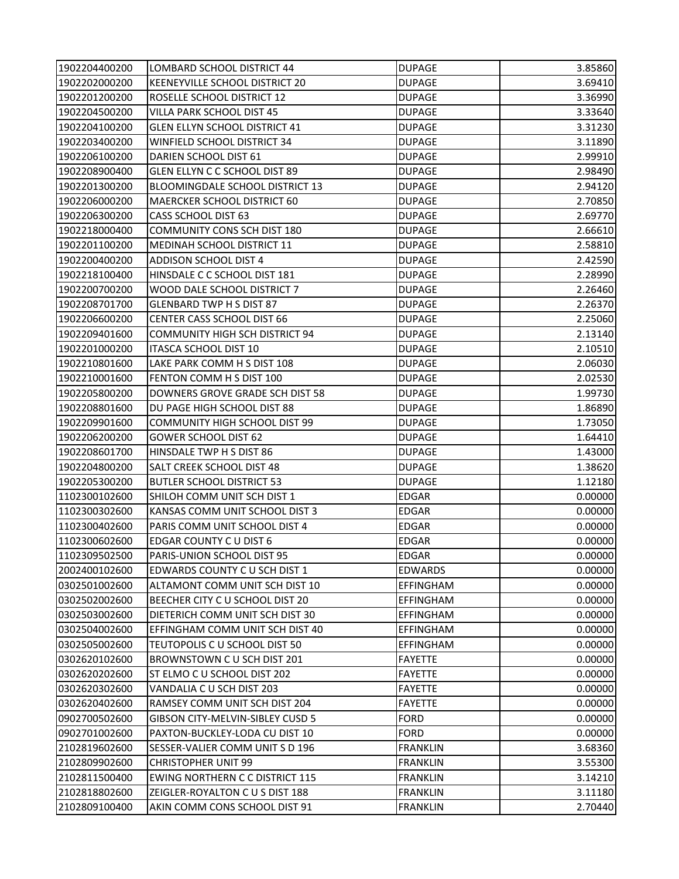| | | | |
|---|---|---|---|
| 1902204400200 | LOMBARD SCHOOL DISTRICT 44 | DUPAGE | 3.85860 |
| 1902202000200 | KEENEYVILLE SCHOOL DISTRICT 20 | DUPAGE | 3.69410 |
| 1902201200200 | ROSELLE SCHOOL DISTRICT 12 | DUPAGE | 3.36990 |
| 1902204500200 | VILLA PARK SCHOOL DIST 45 | DUPAGE | 3.33640 |
| 1902204100200 | GLEN ELLYN SCHOOL DISTRICT 41 | DUPAGE | 3.31230 |
| 1902203400200 | WINFIELD SCHOOL DISTRICT 34 | DUPAGE | 3.11890 |
| 1902206100200 | DARIEN SCHOOL DIST 61 | DUPAGE | 2.99910 |
| 1902208900400 | GLEN ELLYN C C SCHOOL DIST 89 | DUPAGE | 2.98490 |
| 1902201300200 | BLOOMINGDALE SCHOOL DISTRICT 13 | DUPAGE | 2.94120 |
| 1902206000200 | MAERCKER SCHOOL DISTRICT 60 | DUPAGE | 2.70850 |
| 1902206300200 | CASS SCHOOL DIST 63 | DUPAGE | 2.69770 |
| 1902218000400 | COMMUNITY CONS SCH DIST 180 | DUPAGE | 2.66610 |
| 1902201100200 | MEDINAH SCHOOL DISTRICT 11 | DUPAGE | 2.58810 |
| 1902200400200 | ADDISON SCHOOL DIST 4 | DUPAGE | 2.42590 |
| 1902218100400 | HINSDALE C C SCHOOL DIST 181 | DUPAGE | 2.28990 |
| 1902200700200 | WOOD DALE SCHOOL DISTRICT 7 | DUPAGE | 2.26460 |
| 1902208701700 | GLENBARD TWP H S DIST 87 | DUPAGE | 2.26370 |
| 1902206600200 | CENTER CASS SCHOOL DIST 66 | DUPAGE | 2.25060 |
| 1902209401600 | COMMUNITY HIGH SCH DISTRICT 94 | DUPAGE | 2.13140 |
| 1902201000200 | ITASCA SCHOOL DIST 10 | DUPAGE | 2.10510 |
| 1902210801600 | LAKE PARK COMM H S DIST 108 | DUPAGE | 2.06030 |
| 1902210001600 | FENTON COMM H S DIST 100 | DUPAGE | 2.02530 |
| 1902205800200 | DOWNERS GROVE GRADE SCH DIST 58 | DUPAGE | 1.99730 |
| 1902208801600 | DU PAGE HIGH SCHOOL DIST 88 | DUPAGE | 1.86890 |
| 1902209901600 | COMMUNITY HIGH SCHOOL DIST 99 | DUPAGE | 1.73050 |
| 1902206200200 | GOWER SCHOOL DIST 62 | DUPAGE | 1.64410 |
| 1902208601700 | HINSDALE TWP H S DIST 86 | DUPAGE | 1.43000 |
| 1902204800200 | SALT CREEK SCHOOL DIST 48 | DUPAGE | 1.38620 |
| 1902205300200 | BUTLER SCHOOL DISTRICT 53 | DUPAGE | 1.12180 |
| 1102300102600 | SHILOH COMM UNIT SCH DIST 1 | EDGAR | 0.00000 |
| 1102300302600 | KANSAS COMM UNIT SCHOOL DIST 3 | EDGAR | 0.00000 |
| 1102300402600 | PARIS COMM UNIT SCHOOL DIST 4 | EDGAR | 0.00000 |
| 1102300602600 | EDGAR COUNTY C U DIST 6 | EDGAR | 0.00000 |
| 1102309502500 | PARIS-UNION SCHOOL DIST 95 | EDGAR | 0.00000 |
| 2002400102600 | EDWARDS COUNTY C U SCH DIST 1 | EDWARDS | 0.00000 |
| 0302501002600 | ALTAMONT COMM UNIT SCH DIST 10 | EFFINGHAM | 0.00000 |
| 0302502002600 | BEECHER CITY C U SCHOOL DIST 20 | EFFINGHAM | 0.00000 |
| 0302503002600 | DIETERICH COMM UNIT SCH DIST 30 | EFFINGHAM | 0.00000 |
| 0302504002600 | EFFINGHAM COMM UNIT SCH DIST 40 | EFFINGHAM | 0.00000 |
| 0302505002600 | TEUTOPOLIS C U SCHOOL DIST 50 | EFFINGHAM | 0.00000 |
| 0302620102600 | BROWNSTOWN C U SCH DIST 201 | FAYETTE | 0.00000 |
| 0302620202600 | ST ELMO C U SCHOOL DIST 202 | FAYETTE | 0.00000 |
| 0302620302600 | VANDALIA C U SCH DIST 203 | FAYETTE | 0.00000 |
| 0302620402600 | RAMSEY COMM UNIT SCH DIST 204 | FAYETTE | 0.00000 |
| 0902700502600 | GIBSON CITY-MELVIN-SIBLEY CUSD 5 | FORD | 0.00000 |
| 0902701002600 | PAXTON-BUCKLEY-LODA CU DIST 10 | FORD | 0.00000 |
| 2102819602600 | SESSER-VALIER COMM UNIT S D 196 | FRANKLIN | 3.68360 |
| 2102809902600 | CHRISTOPHER UNIT 99 | FRANKLIN | 3.55300 |
| 2102811500400 | EWING NORTHERN C C DISTRICT 115 | FRANKLIN | 3.14210 |
| 2102818802600 | ZEIGLER-ROYALTON C U S DIST 188 | FRANKLIN | 3.11180 |
| 2102809100400 | AKIN COMM CONS SCHOOL DIST 91 | FRANKLIN | 2.70440 |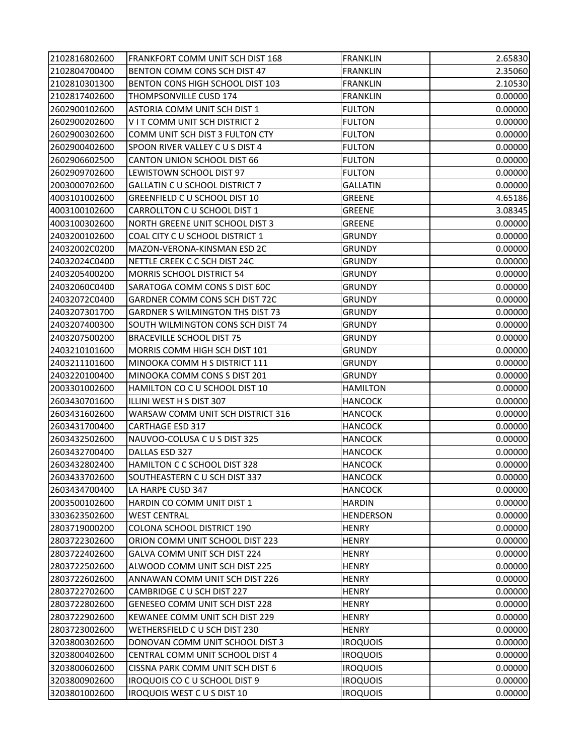| | | | |
|---|---|---|---|
| 2102816802600 | FRANKFORT COMM UNIT SCH DIST 168 | FRANKLIN | 2.65830 |
| 2102804700400 | BENTON COMM CONS SCH DIST 47 | FRANKLIN | 2.35060 |
| 2102810301300 | BENTON CONS HIGH SCHOOL DIST 103 | FRANKLIN | 2.10530 |
| 2102817402600 | THOMPSONVILLE CUSD 174 | FRANKLIN | 0.00000 |
| 2602900102600 | ASTORIA COMM UNIT SCH DIST 1 | FULTON | 0.00000 |
| 2602900202600 | V I T COMM UNIT SCH DISTRICT 2 | FULTON | 0.00000 |
| 2602900302600 | COMM UNIT SCH DIST 3 FULTON CTY | FULTON | 0.00000 |
| 2602900402600 | SPOON RIVER VALLEY C U S DIST 4 | FULTON | 0.00000 |
| 2602906602500 | CANTON UNION SCHOOL DIST 66 | FULTON | 0.00000 |
| 2602909702600 | LEWISTOWN SCHOOL DIST 97 | FULTON | 0.00000 |
| 2003000702600 | GALLATIN C U SCHOOL DISTRICT 7 | GALLATIN | 0.00000 |
| 4003101002600 | GREENFIELD C U SCHOOL DIST 10 | GREENE | 4.65186 |
| 4003100102600 | CARROLLTON C U SCHOOL DIST 1 | GREENE | 3.08345 |
| 4003100302600 | NORTH GREENE UNIT SCHOOL DIST 3 | GREENE | 0.00000 |
| 2403200102600 | COAL CITY C U SCHOOL DISTRICT 1 | GRUNDY | 0.00000 |
| 24032002C0200 | MAZON-VERONA-KINSMAN ESD 2C | GRUNDY | 0.00000 |
| 24032024C0400 | NETTLE CREEK C C SCH DIST 24C | GRUNDY | 0.00000 |
| 2403205400200 | MORRIS SCHOOL DISTRICT 54 | GRUNDY | 0.00000 |
| 24032060C0400 | SARATOGA COMM CONS S DIST 60C | GRUNDY | 0.00000 |
| 24032072C0400 | GARDNER COMM CONS SCH DIST 72C | GRUNDY | 0.00000 |
| 2403207301700 | GARDNER S WILMINGTON THS DIST 73 | GRUNDY | 0.00000 |
| 2403207400300 | SOUTH WILMINGTON CONS SCH DIST 74 | GRUNDY | 0.00000 |
| 2403207500200 | BRACEVILLE SCHOOL DIST 75 | GRUNDY | 0.00000 |
| 2403210101600 | MORRIS COMM HIGH SCH DIST 101 | GRUNDY | 0.00000 |
| 2403211101600 | MINOOKA COMM H S DISTRICT 111 | GRUNDY | 0.00000 |
| 2403220100400 | MINOOKA COMM CONS S DIST 201 | GRUNDY | 0.00000 |
| 2003301002600 | HAMILTON CO C U SCHOOL DIST 10 | HAMILTON | 0.00000 |
| 2603430701600 | ILLINI WEST H S DIST 307 | HANCOCK | 0.00000 |
| 2603431602600 | WARSAW COMM UNIT SCH DISTRICT 316 | HANCOCK | 0.00000 |
| 2603431700400 | CARTHAGE ESD 317 | HANCOCK | 0.00000 |
| 2603432502600 | NAUVOO-COLUSA C U S DIST 325 | HANCOCK | 0.00000 |
| 2603432700400 | DALLAS ESD 327 | HANCOCK | 0.00000 |
| 2603432802400 | HAMILTON C C SCHOOL DIST 328 | HANCOCK | 0.00000 |
| 2603433702600 | SOUTHEASTERN C U SCH DIST 337 | HANCOCK | 0.00000 |
| 2603434700400 | LA HARPE CUSD 347 | HANCOCK | 0.00000 |
| 2003500102600 | HARDIN CO COMM UNIT DIST 1 | HARDIN | 0.00000 |
| 3303623502600 | WEST CENTRAL | HENDERSON | 0.00000 |
| 2803719000200 | COLONA SCHOOL DISTRICT 190 | HENRY | 0.00000 |
| 2803722302600 | ORION COMM UNIT SCHOOL DIST 223 | HENRY | 0.00000 |
| 2803722402600 | GALVA COMM UNIT SCH DIST 224 | HENRY | 0.00000 |
| 2803722502600 | ALWOOD COMM UNIT SCH DIST 225 | HENRY | 0.00000 |
| 2803722602600 | ANNAWAN COMM UNIT SCH DIST 226 | HENRY | 0.00000 |
| 2803722702600 | CAMBRIDGE C U SCH DIST 227 | HENRY | 0.00000 |
| 2803722802600 | GENESEO COMM UNIT SCH DIST 228 | HENRY | 0.00000 |
| 2803722902600 | KEWANEE COMM UNIT SCH DIST 229 | HENRY | 0.00000 |
| 2803723002600 | WETHERSFIELD C U SCH DIST 230 | HENRY | 0.00000 |
| 3203800302600 | DONOVAN COMM UNIT SCHOOL DIST 3 | IROQUOIS | 0.00000 |
| 3203800402600 | CENTRAL COMM UNIT SCHOOL DIST 4 | IROQUOIS | 0.00000 |
| 3203800602600 | CISSNA PARK COMM UNIT SCH DIST 6 | IROQUOIS | 0.00000 |
| 3203800902600 | IROQUOIS CO C U SCHOOL DIST 9 | IROQUOIS | 0.00000 |
| 3203801002600 | IROQUOIS WEST C U S DIST 10 | IROQUOIS | 0.00000 |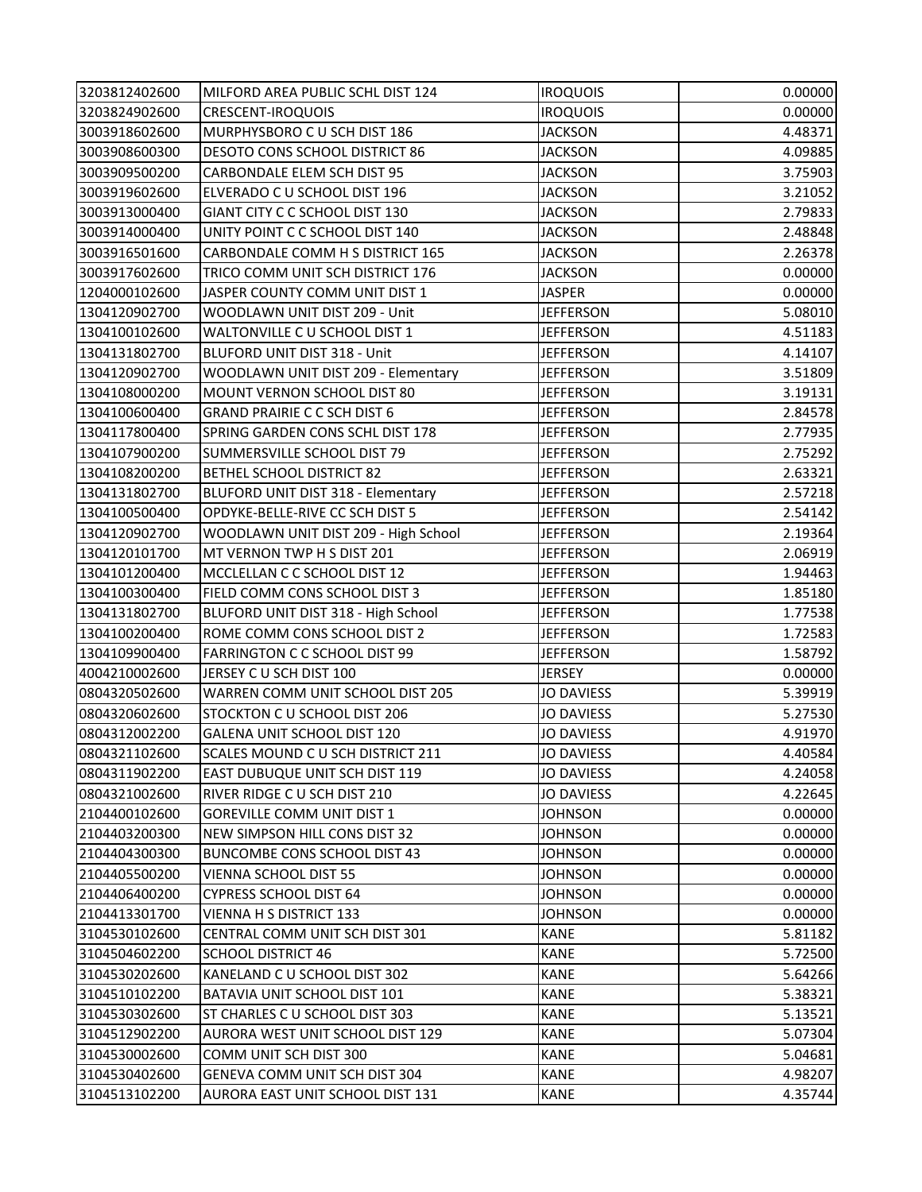| | | | |
|---|---|---|---|
| 3203812402600 | MILFORD AREA PUBLIC SCHL DIST 124 | IROQUOIS | 0.00000 |
| 3203824902600 | CRESCENT-IROQUOIS | IROQUOIS | 0.00000 |
| 3003918602600 | MURPHYSBORO C U SCH DIST 186 | JACKSON | 4.48371 |
| 3003908600300 | DESOTO CONS SCHOOL DISTRICT 86 | JACKSON | 4.09885 |
| 3003909500200 | CARBONDALE ELEM SCH DIST 95 | JACKSON | 3.75903 |
| 3003919602600 | ELVERADO C U SCHOOL DIST 196 | JACKSON | 3.21052 |
| 3003913000400 | GIANT CITY C C SCHOOL DIST 130 | JACKSON | 2.79833 |
| 3003914000400 | UNITY POINT C C SCHOOL DIST 140 | JACKSON | 2.48848 |
| 3003916501600 | CARBONDALE COMM H S DISTRICT 165 | JACKSON | 2.26378 |
| 3003917602600 | TRICO COMM UNIT SCH DISTRICT 176 | JACKSON | 0.00000 |
| 1204000102600 | JASPER COUNTY COMM UNIT DIST 1 | JASPER | 0.00000 |
| 1304120902700 | WOODLAWN UNIT DIST 209 - Unit | JEFFERSON | 5.08010 |
| 1304100102600 | WALTONVILLE C U SCHOOL DIST 1 | JEFFERSON | 4.51183 |
| 1304131802700 | BLUFORD UNIT DIST 318 - Unit | JEFFERSON | 4.14107 |
| 1304120902700 | WOODLAWN UNIT DIST 209 - Elementary | JEFFERSON | 3.51809 |
| 1304108000200 | MOUNT VERNON SCHOOL DIST 80 | JEFFERSON | 3.19131 |
| 1304100600400 | GRAND PRAIRIE C C SCH DIST 6 | JEFFERSON | 2.84578 |
| 1304117800400 | SPRING GARDEN CONS SCHL DIST 178 | JEFFERSON | 2.77935 |
| 1304107900200 | SUMMERSVILLE SCHOOL DIST 79 | JEFFERSON | 2.75292 |
| 1304108200200 | BETHEL SCHOOL DISTRICT 82 | JEFFERSON | 2.63321 |
| 1304131802700 | BLUFORD UNIT DIST 318 - Elementary | JEFFERSON | 2.57218 |
| 1304100500400 | OPDYKE-BELLE-RIVE CC SCH DIST 5 | JEFFERSON | 2.54142 |
| 1304120902700 | WOODLAWN UNIT DIST 209 - High School | JEFFERSON | 2.19364 |
| 1304120101700 | MT VERNON TWP H S DIST 201 | JEFFERSON | 2.06919 |
| 1304101200400 | MCCLELLAN C C SCHOOL DIST 12 | JEFFERSON | 1.94463 |
| 1304100300400 | FIELD COMM CONS SCHOOL DIST 3 | JEFFERSON | 1.85180 |
| 1304131802700 | BLUFORD UNIT DIST 318 - High School | JEFFERSON | 1.77538 |
| 1304100200400 | ROME COMM CONS SCHOOL DIST 2 | JEFFERSON | 1.72583 |
| 1304109900400 | FARRINGTON C C SCHOOL DIST 99 | JEFFERSON | 1.58792 |
| 4004210002600 | JERSEY C U SCH DIST 100 | JERSEY | 0.00000 |
| 0804320502600 | WARREN COMM UNIT SCHOOL DIST 205 | JO DAVIESS | 5.39919 |
| 0804320602600 | STOCKTON C U SCHOOL DIST 206 | JO DAVIESS | 5.27530 |
| 0804312002200 | GALENA UNIT SCHOOL DIST 120 | JO DAVIESS | 4.91970 |
| 0804321102600 | SCALES MOUND C U SCH DISTRICT 211 | JO DAVIESS | 4.40584 |
| 0804311902200 | EAST DUBUQUE UNIT SCH DIST 119 | JO DAVIESS | 4.24058 |
| 0804321002600 | RIVER RIDGE C U SCH DIST 210 | JO DAVIESS | 4.22645 |
| 2104400102600 | GOREVILLE COMM UNIT DIST 1 | JOHNSON | 0.00000 |
| 2104403200300 | NEW SIMPSON HILL CONS DIST 32 | JOHNSON | 0.00000 |
| 2104404300300 | BUNCOMBE CONS SCHOOL DIST 43 | JOHNSON | 0.00000 |
| 2104405500200 | VIENNA SCHOOL DIST 55 | JOHNSON | 0.00000 |
| 2104406400200 | CYPRESS SCHOOL DIST 64 | JOHNSON | 0.00000 |
| 2104413301700 | VIENNA H S DISTRICT 133 | JOHNSON | 0.00000 |
| 3104530102600 | CENTRAL COMM UNIT SCH DIST 301 | KANE | 5.81182 |
| 3104504602200 | SCHOOL DISTRICT 46 | KANE | 5.72500 |
| 3104530202600 | KANELAND C U SCHOOL DIST 302 | KANE | 5.64266 |
| 3104510102200 | BATAVIA UNIT SCHOOL DIST 101 | KANE | 5.38321 |
| 3104530302600 | ST CHARLES C U SCHOOL DIST 303 | KANE | 5.13521 |
| 3104512902200 | AURORA WEST UNIT SCHOOL DIST 129 | KANE | 5.07304 |
| 3104530002600 | COMM UNIT SCH DIST 300 | KANE | 5.04681 |
| 3104530402600 | GENEVA COMM UNIT SCH DIST 304 | KANE | 4.98207 |
| 3104513102200 | AURORA EAST UNIT SCHOOL DIST 131 | KANE | 4.35744 |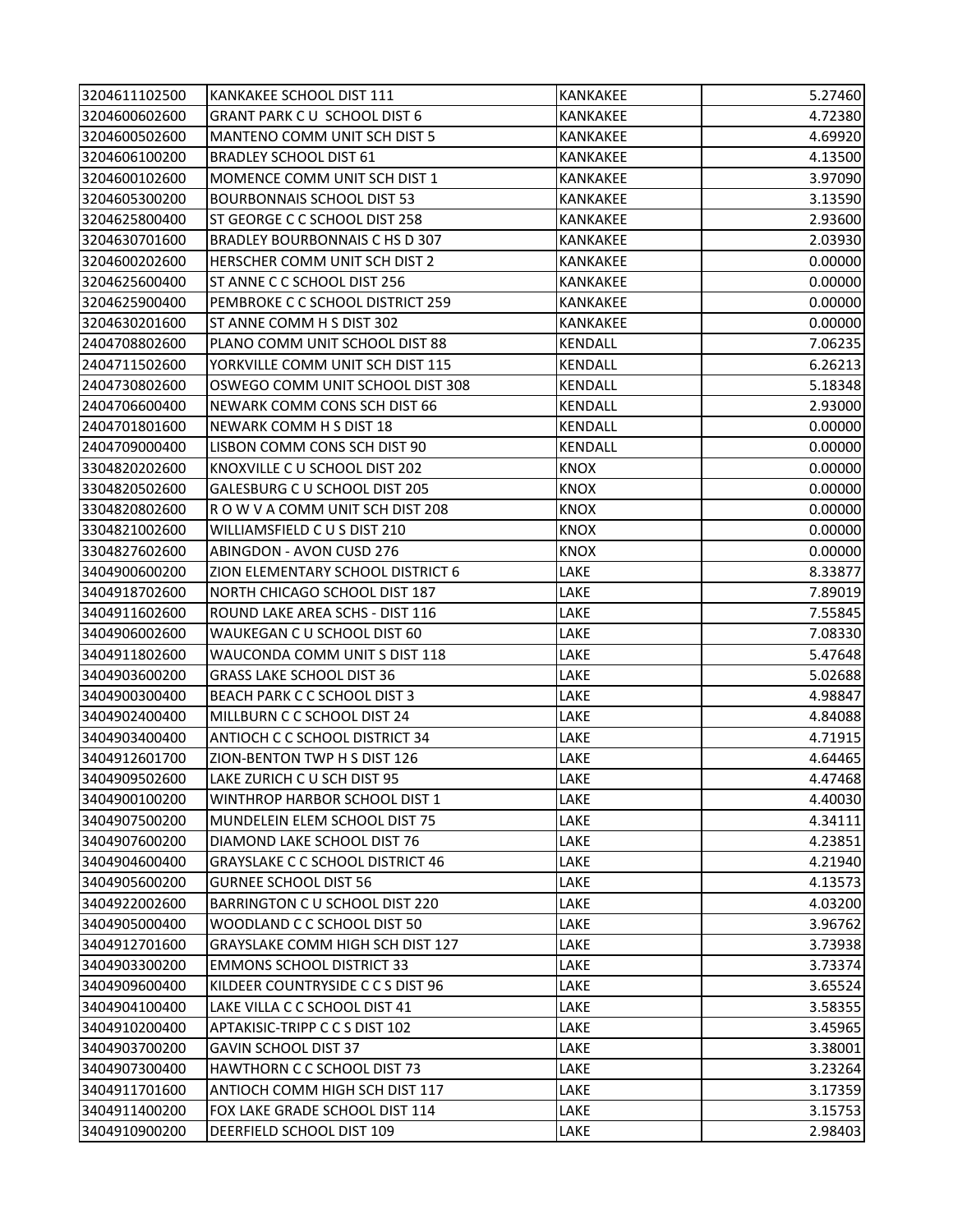| | | | |
|---|---|---|---|
| 3204611102500 | KANKAKEE SCHOOL DIST 111 | KANKAKEE | 5.27460 |
| 3204600602600 | GRANT PARK C U SCHOOL DIST 6 | KANKAKEE | 4.72380 |
| 3204600502600 | MANTENO COMM UNIT SCH DIST 5 | KANKAKEE | 4.69920 |
| 3204606100200 | BRADLEY SCHOOL DIST 61 | KANKAKEE | 4.13500 |
| 3204600102600 | MOMENCE COMM UNIT SCH DIST 1 | KANKAKEE | 3.97090 |
| 3204605300200 | BOURBONNAIS SCHOOL DIST 53 | KANKAKEE | 3.13590 |
| 3204625800400 | ST GEORGE C C SCHOOL DIST 258 | KANKAKEE | 2.93600 |
| 3204630701600 | BRADLEY BOURBONNAIS C HS D 307 | KANKAKEE | 2.03930 |
| 3204600202600 | HERSCHER COMM UNIT SCH DIST 2 | KANKAKEE | 0.00000 |
| 3204625600400 | ST ANNE C C SCHOOL DIST 256 | KANKAKEE | 0.00000 |
| 3204625900400 | PEMBROKE C C SCHOOL DISTRICT 259 | KANKAKEE | 0.00000 |
| 3204630201600 | ST ANNE COMM H S DIST 302 | KANKAKEE | 0.00000 |
| 2404708802600 | PLANO COMM UNIT SCHOOL DIST 88 | KENDALL | 7.06235 |
| 2404711502600 | YORKVILLE COMM UNIT SCH DIST 115 | KENDALL | 6.26213 |
| 2404730802600 | OSWEGO COMM UNIT SCHOOL DIST 308 | KENDALL | 5.18348 |
| 2404706600400 | NEWARK COMM CONS SCH DIST 66 | KENDALL | 2.93000 |
| 2404701801600 | NEWARK COMM H S DIST 18 | KENDALL | 0.00000 |
| 2404709000400 | LISBON COMM CONS SCH DIST 90 | KENDALL | 0.00000 |
| 3304820202600 | KNOXVILLE C U SCHOOL DIST 202 | KNOX | 0.00000 |
| 3304820502600 | GALESBURG C U SCHOOL DIST 205 | KNOX | 0.00000 |
| 3304820802600 | R O W V A COMM UNIT SCH DIST 208 | KNOX | 0.00000 |
| 3304821002600 | WILLIAMSFIELD C U S DIST 210 | KNOX | 0.00000 |
| 3304827602600 | ABINGDON - AVON CUSD 276 | KNOX | 0.00000 |
| 3404900600200 | ZION ELEMENTARY SCHOOL DISTRICT 6 | LAKE | 8.33877 |
| 3404918702600 | NORTH CHICAGO SCHOOL DIST 187 | LAKE | 7.89019 |
| 3404911602600 | ROUND LAKE AREA SCHS - DIST 116 | LAKE | 7.55845 |
| 3404906002600 | WAUKEGAN C U SCHOOL DIST 60 | LAKE | 7.08330 |
| 3404911802600 | WAUCONDA COMM UNIT S DIST 118 | LAKE | 5.47648 |
| 3404903600200 | GRASS LAKE SCHOOL DIST 36 | LAKE | 5.02688 |
| 3404900300400 | BEACH PARK C C SCHOOL DIST 3 | LAKE | 4.98847 |
| 3404902400400 | MILLBURN C C SCHOOL DIST 24 | LAKE | 4.84088 |
| 3404903400400 | ANTIOCH C C SCHOOL DISTRICT 34 | LAKE | 4.71915 |
| 3404912601700 | ZION-BENTON TWP H S DIST 126 | LAKE | 4.64465 |
| 3404909502600 | LAKE ZURICH C U SCH DIST 95 | LAKE | 4.47468 |
| 3404900100200 | WINTHROP HARBOR SCHOOL DIST 1 | LAKE | 4.40030 |
| 3404907500200 | MUNDELEIN ELEM SCHOOL DIST 75 | LAKE | 4.34111 |
| 3404907600200 | DIAMOND LAKE SCHOOL DIST 76 | LAKE | 4.23851 |
| 3404904600400 | GRAYSLAKE C C SCHOOL DISTRICT 46 | LAKE | 4.21940 |
| 3404905600200 | GURNEE SCHOOL DIST 56 | LAKE | 4.13573 |
| 3404922002600 | BARRINGTON C U SCHOOL DIST 220 | LAKE | 4.03200 |
| 3404905000400 | WOODLAND C C SCHOOL DIST 50 | LAKE | 3.96762 |
| 3404912701600 | GRAYSLAKE COMM HIGH SCH DIST 127 | LAKE | 3.73938 |
| 3404903300200 | EMMONS SCHOOL DISTRICT 33 | LAKE | 3.73374 |
| 3404909600400 | KILDEER COUNTRYSIDE C C S DIST 96 | LAKE | 3.65524 |
| 3404904100400 | LAKE VILLA C C SCHOOL DIST 41 | LAKE | 3.58355 |
| 3404910200400 | APTAKISIC-TRIPP C C S DIST 102 | LAKE | 3.45965 |
| 3404903700200 | GAVIN SCHOOL DIST 37 | LAKE | 3.38001 |
| 3404907300400 | HAWTHORN C C SCHOOL DIST 73 | LAKE | 3.23264 |
| 3404911701600 | ANTIOCH COMM HIGH SCH DIST 117 | LAKE | 3.17359 |
| 3404911400200 | FOX LAKE GRADE SCHOOL DIST 114 | LAKE | 3.15753 |
| 3404910900200 | DEERFIELD SCHOOL DIST 109 | LAKE | 2.98403 |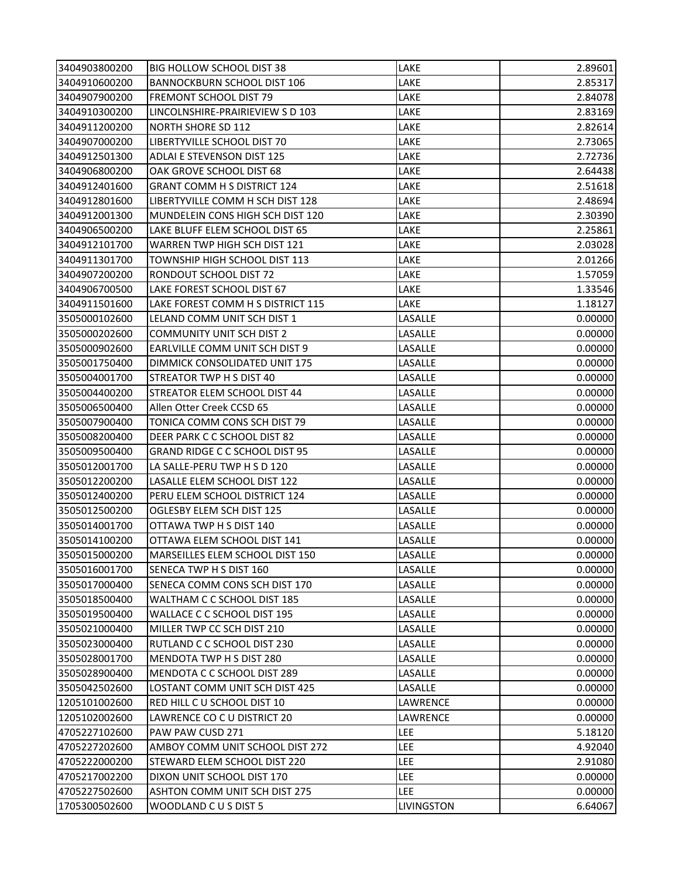| | | | |
|---|---|---|---|
| 3404903800200 | BIG HOLLOW SCHOOL DIST 38 | LAKE | 2.89601 |
| 3404910600200 | BANNOCKBURN SCHOOL DIST 106 | LAKE | 2.85317 |
| 3404907900200 | FREMONT SCHOOL DIST 79 | LAKE | 2.84078 |
| 3404910300200 | LINCOLNSHIRE-PRAIRIEVIEW S D 103 | LAKE | 2.83169 |
| 3404911200200 | NORTH SHORE SD 112 | LAKE | 2.82614 |
| 3404907000200 | LIBERTYVILLE SCHOOL DIST 70 | LAKE | 2.73065 |
| 3404912501300 | ADLAI E STEVENSON DIST 125 | LAKE | 2.72736 |
| 3404906800200 | OAK GROVE SCHOOL DIST 68 | LAKE | 2.64438 |
| 3404912401600 | GRANT COMM H S DISTRICT 124 | LAKE | 2.51618 |
| 3404912801600 | LIBERTYVILLE COMM H SCH DIST 128 | LAKE | 2.48694 |
| 3404912001300 | MUNDELEIN CONS HIGH SCH DIST 120 | LAKE | 2.30390 |
| 3404906500200 | LAKE BLUFF ELEM SCHOOL DIST 65 | LAKE | 2.25861 |
| 3404912101700 | WARREN TWP HIGH SCH DIST 121 | LAKE | 2.03028 |
| 3404911301700 | TOWNSHIP HIGH SCHOOL DIST 113 | LAKE | 2.01266 |
| 3404907200200 | RONDOUT SCHOOL DIST 72 | LAKE | 1.57059 |
| 3404906700500 | LAKE FOREST SCHOOL DIST 67 | LAKE | 1.33546 |
| 3404911501600 | LAKE FOREST COMM H S DISTRICT 115 | LAKE | 1.18127 |
| 3505000102600 | LELAND COMM UNIT SCH DIST 1 | LASALLE | 0.00000 |
| 3505000202600 | COMMUNITY UNIT SCH DIST 2 | LASALLE | 0.00000 |
| 3505000902600 | EARLVILLE COMM UNIT SCH DIST 9 | LASALLE | 0.00000 |
| 3505001750400 | DIMMICK CONSOLIDATED UNIT 175 | LASALLE | 0.00000 |
| 3505004001700 | STREATOR TWP H S DIST 40 | LASALLE | 0.00000 |
| 3505004400200 | STREATOR ELEM SCHOOL DIST 44 | LASALLE | 0.00000 |
| 3505006500400 | Allen Otter Creek CCSD 65 | LASALLE | 0.00000 |
| 3505007900400 | TONICA COMM CONS SCH DIST 79 | LASALLE | 0.00000 |
| 3505008200400 | DEER PARK C C SCHOOL DIST 82 | LASALLE | 0.00000 |
| 3505009500400 | GRAND RIDGE C C SCHOOL DIST 95 | LASALLE | 0.00000 |
| 3505012001700 | LA SALLE-PERU TWP H S D 120 | LASALLE | 0.00000 |
| 3505012200200 | LASALLE ELEM SCHOOL DIST 122 | LASALLE | 0.00000 |
| 3505012400200 | PERU ELEM SCHOOL DISTRICT 124 | LASALLE | 0.00000 |
| 3505012500200 | OGLESBY ELEM SCH DIST 125 | LASALLE | 0.00000 |
| 3505014001700 | OTTAWA TWP H S DIST 140 | LASALLE | 0.00000 |
| 3505014100200 | OTTAWA ELEM SCHOOL DIST 141 | LASALLE | 0.00000 |
| 3505015000200 | MARSEILLES ELEM SCHOOL DIST 150 | LASALLE | 0.00000 |
| 3505016001700 | SENECA TWP H S DIST 160 | LASALLE | 0.00000 |
| 3505017000400 | SENECA COMM CONS SCH DIST 170 | LASALLE | 0.00000 |
| 3505018500400 | WALTHAM C C SCHOOL DIST 185 | LASALLE | 0.00000 |
| 3505019500400 | WALLACE C C SCHOOL DIST 195 | LASALLE | 0.00000 |
| 3505021000400 | MILLER TWP CC SCH DIST 210 | LASALLE | 0.00000 |
| 3505023000400 | RUTLAND C C SCHOOL DIST 230 | LASALLE | 0.00000 |
| 3505028001700 | MENDOTA TWP H S DIST 280 | LASALLE | 0.00000 |
| 3505028900400 | MENDOTA C C SCHOOL DIST 289 | LASALLE | 0.00000 |
| 3505042502600 | LOSTANT COMM UNIT SCH DIST 425 | LASALLE | 0.00000 |
| 1205101002600 | RED HILL C U SCHOOL DIST 10 | LAWRENCE | 0.00000 |
| 1205102002600 | LAWRENCE CO C U DISTRICT 20 | LAWRENCE | 0.00000 |
| 4705227102600 | PAW PAW CUSD 271 | LEE | 5.18120 |
| 4705227202600 | AMBOY COMM UNIT SCHOOL DIST 272 | LEE | 4.92040 |
| 4705222000200 | STEWARD ELEM SCHOOL DIST 220 | LEE | 2.91080 |
| 4705217002200 | DIXON UNIT SCHOOL DIST 170 | LEE | 0.00000 |
| 4705227502600 | ASHTON COMM UNIT SCH DIST 275 | LEE | 0.00000 |
| 1705300502600 | WOODLAND C U S DIST 5 | LIVINGSTON | 6.64067 |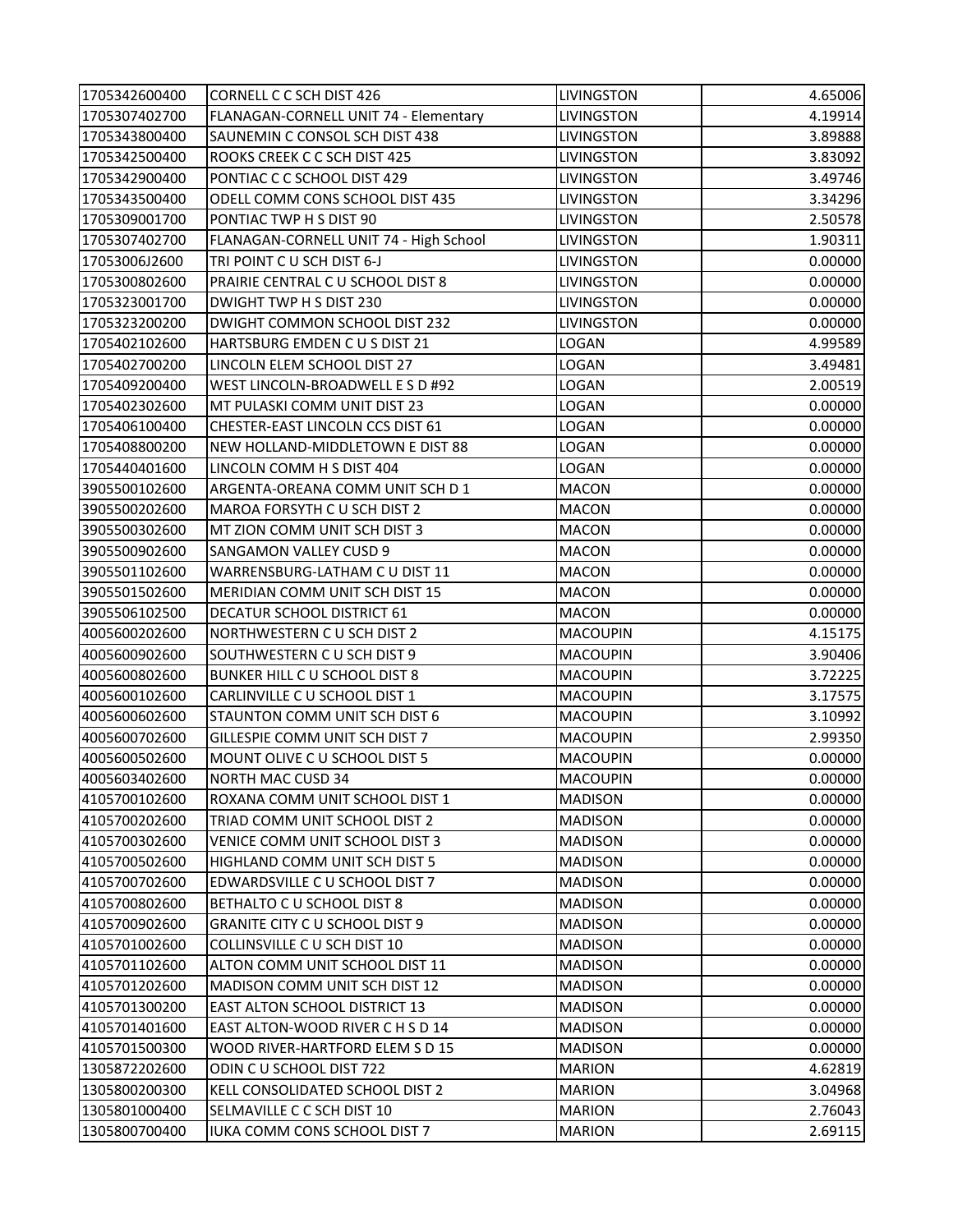| | | | |
|---|---|---|---|
| 1705342600400 | CORNELL C C SCH DIST 426 | LIVINGSTON | 4.65006 |
| 1705307402700 | FLANAGAN-CORNELL UNIT 74 - Elementary | LIVINGSTON | 4.19914 |
| 1705343800400 | SAUNEMIN C CONSOL SCH DIST 438 | LIVINGSTON | 3.89888 |
| 1705342500400 | ROOKS CREEK C C SCH DIST 425 | LIVINGSTON | 3.83092 |
| 1705342900400 | PONTIAC C C SCHOOL DIST 429 | LIVINGSTON | 3.49746 |
| 1705343500400 | ODELL COMM CONS SCHOOL DIST 435 | LIVINGSTON | 3.34296 |
| 1705309001700 | PONTIAC TWP H S DIST 90 | LIVINGSTON | 2.50578 |
| 1705307402700 | FLANAGAN-CORNELL UNIT 74 - High School | LIVINGSTON | 1.90311 |
| 17053006J2600 | TRI POINT C U SCH DIST 6-J | LIVINGSTON | 0.00000 |
| 1705300802600 | PRAIRIE CENTRAL C U SCHOOL DIST 8 | LIVINGSTON | 0.00000 |
| 1705323001700 | DWIGHT TWP H S DIST 230 | LIVINGSTON | 0.00000 |
| 1705323200200 | DWIGHT COMMON SCHOOL DIST 232 | LIVINGSTON | 0.00000 |
| 1705402102600 | HARTSBURG EMDEN C U S DIST 21 | LOGAN | 4.99589 |
| 1705402700200 | LINCOLN ELEM SCHOOL DIST 27 | LOGAN | 3.49481 |
| 1705409200400 | WEST LINCOLN-BROADWELL E S D #92 | LOGAN | 2.00519 |
| 1705402302600 | MT PULASKI COMM UNIT DIST 23 | LOGAN | 0.00000 |
| 1705406100400 | CHESTER-EAST LINCOLN CCS DIST 61 | LOGAN | 0.00000 |
| 1705408800200 | NEW HOLLAND-MIDDLETOWN E DIST 88 | LOGAN | 0.00000 |
| 1705440401600 | LINCOLN COMM H S DIST 404 | LOGAN | 0.00000 |
| 3905500102600 | ARGENTA-OREANA COMM UNIT SCH D 1 | MACON | 0.00000 |
| 3905500202600 | MAROA FORSYTH C U SCH DIST 2 | MACON | 0.00000 |
| 3905500302600 | MT ZION COMM UNIT SCH DIST 3 | MACON | 0.00000 |
| 3905500902600 | SANGAMON VALLEY CUSD 9 | MACON | 0.00000 |
| 3905501102600 | WARRENSBURG-LATHAM C U DIST 11 | MACON | 0.00000 |
| 3905501502600 | MERIDIAN COMM UNIT SCH DIST 15 | MACON | 0.00000 |
| 3905506102500 | DECATUR SCHOOL DISTRICT 61 | MACON | 0.00000 |
| 4005600202600 | NORTHWESTERN C U SCH DIST 2 | MACOUPIN | 4.15175 |
| 4005600902600 | SOUTHWESTERN C U SCH DIST 9 | MACOUPIN | 3.90406 |
| 4005600802600 | BUNKER HILL C U SCHOOL DIST 8 | MACOUPIN | 3.72225 |
| 4005600102600 | CARLINVILLE C U SCHOOL DIST 1 | MACOUPIN | 3.17575 |
| 4005600602600 | STAUNTON COMM UNIT SCH DIST 6 | MACOUPIN | 3.10992 |
| 4005600702600 | GILLESPIE COMM UNIT SCH DIST 7 | MACOUPIN | 2.99350 |
| 4005600502600 | MOUNT OLIVE C U SCHOOL DIST 5 | MACOUPIN | 0.00000 |
| 4005603402600 | NORTH MAC CUSD 34 | MACOUPIN | 0.00000 |
| 4105700102600 | ROXANA COMM UNIT SCHOOL DIST 1 | MADISON | 0.00000 |
| 4105700202600 | TRIAD COMM UNIT SCHOOL DIST 2 | MADISON | 0.00000 |
| 4105700302600 | VENICE COMM UNIT SCHOOL DIST 3 | MADISON | 0.00000 |
| 4105700502600 | HIGHLAND COMM UNIT SCH DIST 5 | MADISON | 0.00000 |
| 4105700702600 | EDWARDSVILLE C U SCHOOL DIST 7 | MADISON | 0.00000 |
| 4105700802600 | BETHALTO C U SCHOOL DIST 8 | MADISON | 0.00000 |
| 4105700902600 | GRANITE CITY C U SCHOOL DIST 9 | MADISON | 0.00000 |
| 4105701002600 | COLLINSVILLE C U SCH DIST 10 | MADISON | 0.00000 |
| 4105701102600 | ALTON COMM UNIT SCHOOL DIST 11 | MADISON | 0.00000 |
| 4105701202600 | MADISON COMM UNIT SCH DIST 12 | MADISON | 0.00000 |
| 4105701300200 | EAST ALTON SCHOOL DISTRICT 13 | MADISON | 0.00000 |
| 4105701401600 | EAST ALTON-WOOD RIVER C H S D 14 | MADISON | 0.00000 |
| 4105701500300 | WOOD RIVER-HARTFORD ELEM S D 15 | MADISON | 0.00000 |
| 1305872202600 | ODIN C U SCHOOL DIST 722 | MARION | 4.62819 |
| 1305800200300 | KELL CONSOLIDATED SCHOOL DIST 2 | MARION | 3.04968 |
| 1305801000400 | SELMAVILLE C C SCH DIST 10 | MARION | 2.76043 |
| 1305800700400 | IUKA COMM CONS SCHOOL DIST 7 | MARION | 2.69115 |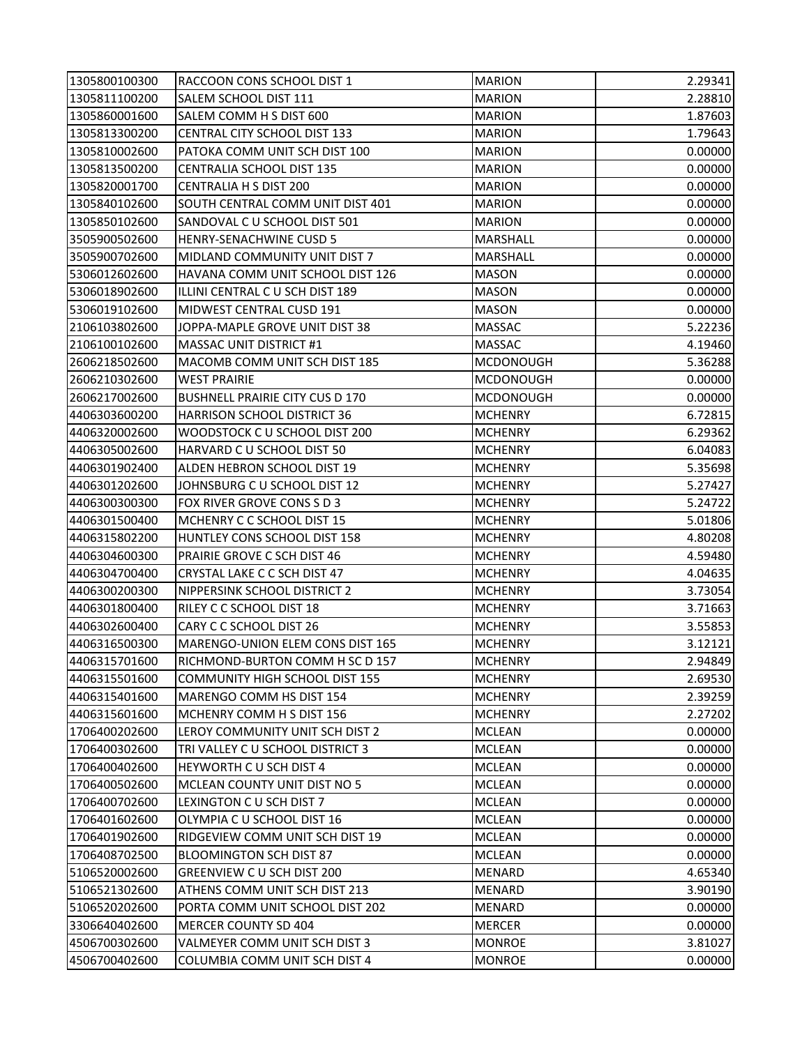| | | | |
|---|---|---|---|
| 1305800100300 | RACCOON CONS SCHOOL DIST 1 | MARION | 2.29341 |
| 1305811100200 | SALEM SCHOOL DIST 111 | MARION | 2.28810 |
| 1305860001600 | SALEM COMM H S DIST 600 | MARION | 1.87603 |
| 1305813300200 | CENTRAL CITY SCHOOL DIST 133 | MARION | 1.79643 |
| 1305810002600 | PATOKA COMM UNIT SCH DIST 100 | MARION | 0.00000 |
| 1305813500200 | CENTRALIA SCHOOL DIST 135 | MARION | 0.00000 |
| 1305820001700 | CENTRALIA H S DIST 200 | MARION | 0.00000 |
| 1305840102600 | SOUTH CENTRAL COMM UNIT DIST 401 | MARION | 0.00000 |
| 1305850102600 | SANDOVAL C U SCHOOL DIST 501 | MARION | 0.00000 |
| 3505900502600 | HENRY-SENACHWINE CUSD 5 | MARSHALL | 0.00000 |
| 3505900702600 | MIDLAND COMMUNITY UNIT DIST 7 | MARSHALL | 0.00000 |
| 5306012602600 | HAVANA COMM UNIT SCHOOL DIST 126 | MASON | 0.00000 |
| 5306018902600 | ILLINI CENTRAL C U SCH DIST 189 | MASON | 0.00000 |
| 5306019102600 | MIDWEST CENTRAL CUSD 191 | MASON | 0.00000 |
| 2106103802600 | JOPPA-MAPLE GROVE UNIT DIST 38 | MASSAC | 5.22236 |
| 2106100102600 | MASSAC UNIT DISTRICT #1 | MASSAC | 4.19460 |
| 2606218502600 | MACOMB COMM UNIT SCH DIST 185 | MCDONOUGH | 5.36288 |
| 2606210302600 | WEST PRAIRIE | MCDONOUGH | 0.00000 |
| 2606217002600 | BUSHNELL PRAIRIE CITY CUS D 170 | MCDONOUGH | 0.00000 |
| 4406303600200 | HARRISON SCHOOL DISTRICT 36 | MCHENRY | 6.72815 |
| 4406320002600 | WOODSTOCK C U SCHOOL DIST 200 | MCHENRY | 6.29362 |
| 4406305002600 | HARVARD C U SCHOOL DIST 50 | MCHENRY | 6.04083 |
| 4406301902400 | ALDEN HEBRON SCHOOL DIST 19 | MCHENRY | 5.35698 |
| 4406301202600 | JOHNSBURG C U SCHOOL DIST 12 | MCHENRY | 5.27427 |
| 4406300300300 | FOX RIVER GROVE CONS S D 3 | MCHENRY | 5.24722 |
| 4406301500400 | MCHENRY C C SCHOOL DIST 15 | MCHENRY | 5.01806 |
| 4406315802200 | HUNTLEY CONS SCHOOL DIST 158 | MCHENRY | 4.80208 |
| 4406304600300 | PRAIRIE GROVE C SCH DIST 46 | MCHENRY | 4.59480 |
| 4406304700400 | CRYSTAL LAKE C C SCH DIST 47 | MCHENRY | 4.04635 |
| 4406300200300 | NIPPERSINK SCHOOL DISTRICT 2 | MCHENRY | 3.73054 |
| 4406301800400 | RILEY C C SCHOOL DIST 18 | MCHENRY | 3.71663 |
| 4406302600400 | CARY C C SCHOOL DIST 26 | MCHENRY | 3.55853 |
| 4406316500300 | MARENGO-UNION ELEM CONS DIST 165 | MCHENRY | 3.12121 |
| 4406315701600 | RICHMOND-BURTON COMM H SC D 157 | MCHENRY | 2.94849 |
| 4406315501600 | COMMUNITY HIGH SCHOOL DIST 155 | MCHENRY | 2.69530 |
| 4406315401600 | MARENGO COMM HS DIST 154 | MCHENRY | 2.39259 |
| 4406315601600 | MCHENRY COMM H S DIST 156 | MCHENRY | 2.27202 |
| 1706400202600 | LEROY COMMUNITY UNIT SCH DIST 2 | MCLEAN | 0.00000 |
| 1706400302600 | TRI VALLEY C U SCHOOL DISTRICT 3 | MCLEAN | 0.00000 |
| 1706400402600 | HEYWORTH C U SCH DIST 4 | MCLEAN | 0.00000 |
| 1706400502600 | MCLEAN COUNTY UNIT DIST NO 5 | MCLEAN | 0.00000 |
| 1706400702600 | LEXINGTON C U SCH DIST 7 | MCLEAN | 0.00000 |
| 1706401602600 | OLYMPIA C U SCHOOL DIST 16 | MCLEAN | 0.00000 |
| 1706401902600 | RIDGEVIEW COMM UNIT SCH DIST 19 | MCLEAN | 0.00000 |
| 1706408702500 | BLOOMINGTON SCH DIST 87 | MCLEAN | 0.00000 |
| 5106520002600 | GREENVIEW C U SCH DIST 200 | MENARD | 4.65340 |
| 5106521302600 | ATHENS COMM UNIT SCH DIST 213 | MENARD | 3.90190 |
| 5106520202600 | PORTA COMM UNIT SCHOOL DIST 202 | MENARD | 0.00000 |
| 3306640402600 | MERCER COUNTY SD 404 | MERCER | 0.00000 |
| 4506700302600 | VALMEYER COMM UNIT SCH DIST 3 | MONROE | 3.81027 |
| 4506700402600 | COLUMBIA COMM UNIT SCH DIST 4 | MONROE | 0.00000 |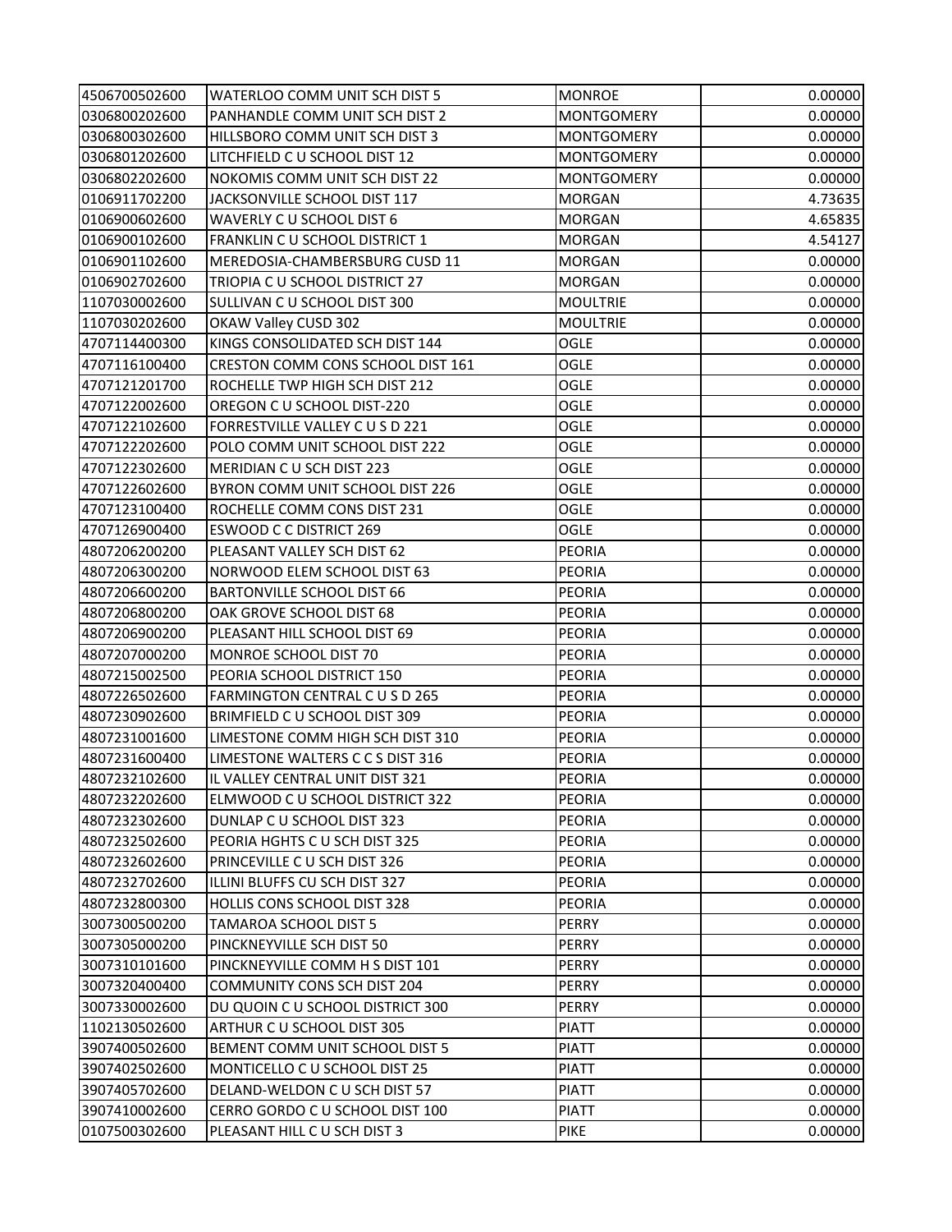| | | | |
|---|---|---|---|
| 4506700502600 | WATERLOO COMM UNIT SCH DIST 5 | MONROE | 0.00000 |
| 0306800202600 | PANHANDLE COMM UNIT SCH DIST 2 | MONTGOMERY | 0.00000 |
| 0306800302600 | HILLSBORO COMM UNIT SCH DIST 3 | MONTGOMERY | 0.00000 |
| 0306801202600 | LITCHFIELD C U SCHOOL DIST 12 | MONTGOMERY | 0.00000 |
| 0306802202600 | NOKOMIS COMM UNIT SCH DIST 22 | MONTGOMERY | 0.00000 |
| 0106911702200 | JACKSONVILLE SCHOOL DIST 117 | MORGAN | 4.73635 |
| 0106900602600 | WAVERLY C U SCHOOL DIST 6 | MORGAN | 4.65835 |
| 0106900102600 | FRANKLIN C U SCHOOL DISTRICT 1 | MORGAN | 4.54127 |
| 0106901102600 | MEREDOSIA-CHAMBERSBURG CUSD 11 | MORGAN | 0.00000 |
| 0106902702600 | TRIOPIA C U SCHOOL DISTRICT 27 | MORGAN | 0.00000 |
| 1107030002600 | SULLIVAN C U SCHOOL DIST 300 | MOULTRIE | 0.00000 |
| 1107030202600 | OKAW Valley CUSD 302 | MOULTRIE | 0.00000 |
| 4707114400300 | KINGS CONSOLIDATED SCH DIST 144 | OGLE | 0.00000 |
| 4707116100400 | CRESTON COMM CONS SCHOOL DIST 161 | OGLE | 0.00000 |
| 4707121201700 | ROCHELLE TWP HIGH SCH DIST 212 | OGLE | 0.00000 |
| 4707122002600 | OREGON C U SCHOOL DIST-220 | OGLE | 0.00000 |
| 4707122102600 | FORRESTVILLE VALLEY C U S D 221 | OGLE | 0.00000 |
| 4707122202600 | POLO COMM UNIT SCHOOL DIST 222 | OGLE | 0.00000 |
| 4707122302600 | MERIDIAN C U SCH DIST 223 | OGLE | 0.00000 |
| 4707122602600 | BYRON COMM UNIT SCHOOL DIST 226 | OGLE | 0.00000 |
| 4707123100400 | ROCHELLE COMM CONS DIST 231 | OGLE | 0.00000 |
| 4707126900400 | ESWOOD C C DISTRICT 269 | OGLE | 0.00000 |
| 4807206200200 | PLEASANT VALLEY SCH DIST 62 | PEORIA | 0.00000 |
| 4807206300200 | NORWOOD ELEM SCHOOL DIST 63 | PEORIA | 0.00000 |
| 4807206600200 | BARTONVILLE SCHOOL DIST 66 | PEORIA | 0.00000 |
| 4807206800200 | OAK GROVE SCHOOL DIST 68 | PEORIA | 0.00000 |
| 4807206900200 | PLEASANT HILL SCHOOL DIST 69 | PEORIA | 0.00000 |
| 4807207000200 | MONROE SCHOOL DIST 70 | PEORIA | 0.00000 |
| 4807215002500 | PEORIA SCHOOL DISTRICT 150 | PEORIA | 0.00000 |
| 4807226502600 | FARMINGTON CENTRAL C U S D 265 | PEORIA | 0.00000 |
| 4807230902600 | BRIMFIELD C U SCHOOL DIST 309 | PEORIA | 0.00000 |
| 4807231001600 | LIMESTONE COMM HIGH SCH DIST 310 | PEORIA | 0.00000 |
| 4807231600400 | LIMESTONE WALTERS C C S DIST 316 | PEORIA | 0.00000 |
| 4807232102600 | IL VALLEY CENTRAL UNIT DIST 321 | PEORIA | 0.00000 |
| 4807232202600 | ELMWOOD C U SCHOOL DISTRICT 322 | PEORIA | 0.00000 |
| 4807232302600 | DUNLAP C U SCHOOL DIST 323 | PEORIA | 0.00000 |
| 4807232502600 | PEORIA HGHTS C U SCH DIST 325 | PEORIA | 0.00000 |
| 4807232602600 | PRINCEVILLE C U SCH DIST 326 | PEORIA | 0.00000 |
| 4807232702600 | ILLINI BLUFFS CU SCH DIST 327 | PEORIA | 0.00000 |
| 4807232800300 | HOLLIS CONS SCHOOL DIST 328 | PEORIA | 0.00000 |
| 3007300500200 | TAMAROA SCHOOL DIST 5 | PERRY | 0.00000 |
| 3007305000200 | PINCKNEYVILLE SCH DIST 50 | PERRY | 0.00000 |
| 3007310101600 | PINCKNEYVILLE COMM H S DIST 101 | PERRY | 0.00000 |
| 3007320400400 | COMMUNITY CONS SCH DIST 204 | PERRY | 0.00000 |
| 3007330002600 | DU QUOIN C U SCHOOL DISTRICT 300 | PERRY | 0.00000 |
| 1102130502600 | ARTHUR C U SCHOOL DIST 305 | PIATT | 0.00000 |
| 3907400502600 | BEMENT COMM UNIT SCHOOL DIST 5 | PIATT | 0.00000 |
| 3907402502600 | MONTICELLO C U SCHOOL DIST 25 | PIATT | 0.00000 |
| 3907405702600 | DELAND-WELDON C U SCH DIST 57 | PIATT | 0.00000 |
| 3907410002600 | CERRO GORDO C U SCHOOL DIST 100 | PIATT | 0.00000 |
| 0107500302600 | PLEASANT HILL C U SCH DIST 3 | PIKE | 0.00000 |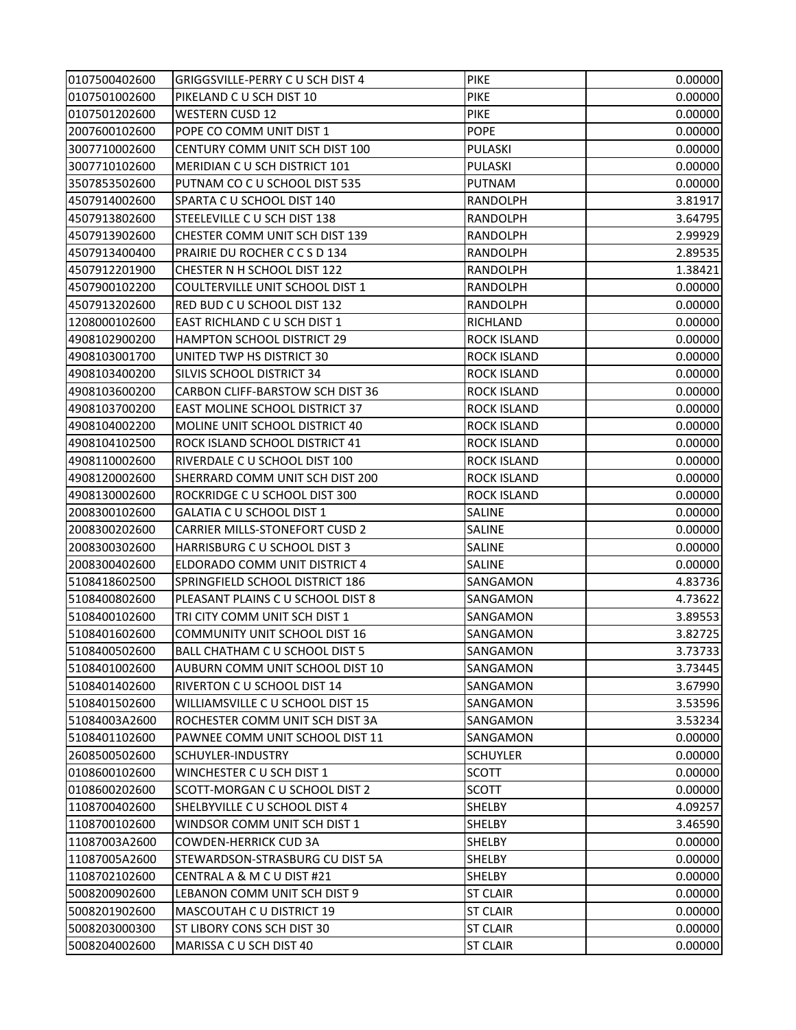| | | | |
|---|---|---|---|
| 0107500402600 | GRIGGSVILLE-PERRY C U SCH DIST 4 | PIKE | 0.00000 |
| 0107501002600 | PIKELAND C U SCH DIST 10 | PIKE | 0.00000 |
| 0107501202600 | WESTERN CUSD 12 | PIKE | 0.00000 |
| 2007600102600 | POPE CO COMM UNIT DIST 1 | POPE | 0.00000 |
| 3007710002600 | CENTURY COMM UNIT SCH DIST 100 | PULASKI | 0.00000 |
| 3007710102600 | MERIDIAN C U SCH DISTRICT 101 | PULASKI | 0.00000 |
| 3507853502600 | PUTNAM CO C U SCHOOL DIST 535 | PUTNAM | 0.00000 |
| 4507914002600 | SPARTA C U SCHOOL DIST 140 | RANDOLPH | 3.81917 |
| 4507913802600 | STEELEVILLE C U SCH DIST 138 | RANDOLPH | 3.64795 |
| 4507913902600 | CHESTER COMM UNIT SCH DIST 139 | RANDOLPH | 2.99929 |
| 4507913400400 | PRAIRIE DU ROCHER C C S D 134 | RANDOLPH | 2.89535 |
| 4507912201900 | CHESTER N H SCHOOL DIST 122 | RANDOLPH | 1.38421 |
| 4507900102200 | COULTERVILLE UNIT SCHOOL DIST 1 | RANDOLPH | 0.00000 |
| 4507913202600 | RED BUD C U SCHOOL DIST 132 | RANDOLPH | 0.00000 |
| 1208000102600 | EAST RICHLAND C U SCH DIST 1 | RICHLAND | 0.00000 |
| 4908102900200 | HAMPTON SCHOOL DISTRICT 29 | ROCK ISLAND | 0.00000 |
| 4908103001700 | UNITED TWP HS DISTRICT 30 | ROCK ISLAND | 0.00000 |
| 4908103400200 | SILVIS SCHOOL DISTRICT 34 | ROCK ISLAND | 0.00000 |
| 4908103600200 | CARBON CLIFF-BARSTOW SCH DIST 36 | ROCK ISLAND | 0.00000 |
| 4908103700200 | EAST MOLINE SCHOOL DISTRICT 37 | ROCK ISLAND | 0.00000 |
| 4908104002200 | MOLINE UNIT SCHOOL DISTRICT 40 | ROCK ISLAND | 0.00000 |
| 4908104102500 | ROCK ISLAND SCHOOL DISTRICT 41 | ROCK ISLAND | 0.00000 |
| 4908110002600 | RIVERDALE C U SCHOOL DIST 100 | ROCK ISLAND | 0.00000 |
| 4908120002600 | SHERRARD COMM UNIT SCH DIST 200 | ROCK ISLAND | 0.00000 |
| 4908130002600 | ROCKRIDGE C U SCHOOL DIST 300 | ROCK ISLAND | 0.00000 |
| 2008300102600 | GALATIA C U SCHOOL DIST 1 | SALINE | 0.00000 |
| 2008300202600 | CARRIER MILLS-STONEFORT CUSD 2 | SALINE | 0.00000 |
| 2008300302600 | HARRISBURG C U SCHOOL DIST 3 | SALINE | 0.00000 |
| 2008300402600 | ELDORADO COMM UNIT DISTRICT 4 | SALINE | 0.00000 |
| 5108418602500 | SPRINGFIELD SCHOOL DISTRICT 186 | SANGAMON | 4.83736 |
| 5108400802600 | PLEASANT PLAINS C U SCHOOL DIST 8 | SANGAMON | 4.73622 |
| 5108400102600 | TRI CITY COMM UNIT SCH DIST 1 | SANGAMON | 3.89553 |
| 5108401602600 | COMMUNITY UNIT SCHOOL DIST 16 | SANGAMON | 3.82725 |
| 5108400502600 | BALL CHATHAM C U SCHOOL DIST 5 | SANGAMON | 3.73733 |
| 5108401002600 | AUBURN COMM UNIT SCHOOL DIST 10 | SANGAMON | 3.73445 |
| 5108401402600 | RIVERTON C U SCHOOL DIST 14 | SANGAMON | 3.67990 |
| 5108401502600 | WILLIAMSVILLE C U SCHOOL DIST 15 | SANGAMON | 3.53596 |
| 51084003A2600 | ROCHESTER COMM UNIT SCH DIST 3A | SANGAMON | 3.53234 |
| 5108401102600 | PAWNEE COMM UNIT SCHOOL DIST 11 | SANGAMON | 0.00000 |
| 2608500502600 | SCHUYLER-INDUSTRY | SCHUYLER | 0.00000 |
| 0108600102600 | WINCHESTER C U SCH DIST 1 | SCOTT | 0.00000 |
| 0108600202600 | SCOTT-MORGAN C U SCHOOL DIST 2 | SCOTT | 0.00000 |
| 1108700402600 | SHELBYVILLE C U SCHOOL DIST 4 | SHELBY | 4.09257 |
| 1108700102600 | WINDSOR COMM UNIT SCH DIST 1 | SHELBY | 3.46590 |
| 11087003A2600 | COWDEN-HERRICK CUD 3A | SHELBY | 0.00000 |
| 11087005A2600 | STEWARDSON-STRASBURG CU DIST 5A | SHELBY | 0.00000 |
| 1108702102600 | CENTRAL A & M C U DIST #21 | SHELBY | 0.00000 |
| 5008200902600 | LEBANON COMM UNIT SCH DIST 9 | ST CLAIR | 0.00000 |
| 5008201902600 | MASCOUTAH C U DISTRICT 19 | ST CLAIR | 0.00000 |
| 5008203000300 | ST LIBORY CONS SCH DIST 30 | ST CLAIR | 0.00000 |
| 5008204002600 | MARISSA C U SCH DIST 40 | ST CLAIR | 0.00000 |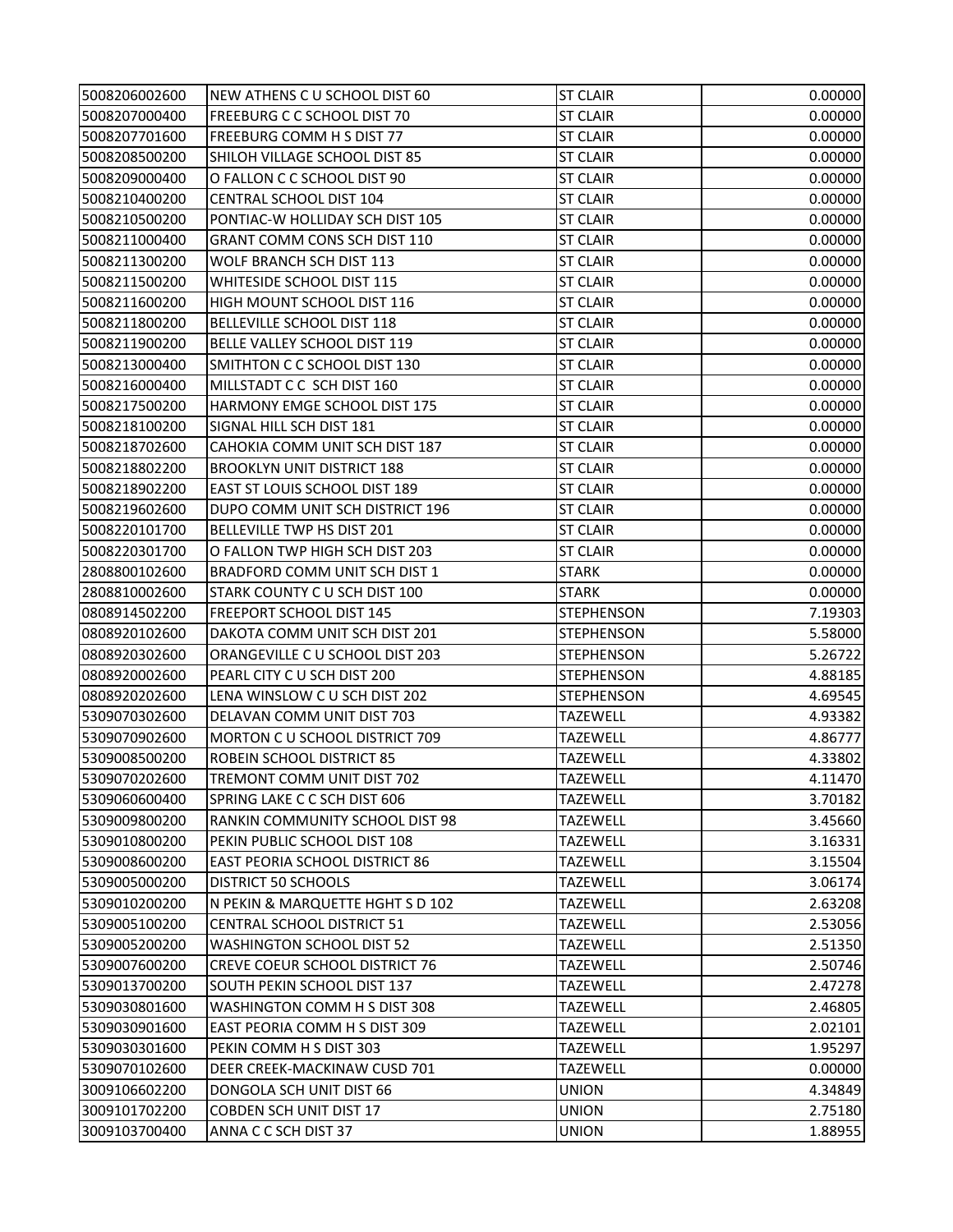| | | | |
|---|---|---|---|
| 5008206002600 | NEW ATHENS C U SCHOOL DIST 60 | ST CLAIR | 0.00000 |
| 5008207000400 | FREEBURG C C SCHOOL DIST 70 | ST CLAIR | 0.00000 |
| 5008207701600 | FREEBURG COMM H S DIST 77 | ST CLAIR | 0.00000 |
| 5008208500200 | SHILOH VILLAGE SCHOOL DIST 85 | ST CLAIR | 0.00000 |
| 5008209000400 | O FALLON C C SCHOOL DIST 90 | ST CLAIR | 0.00000 |
| 5008210400200 | CENTRAL SCHOOL DIST 104 | ST CLAIR | 0.00000 |
| 5008210500200 | PONTIAC-W HOLLIDAY SCH DIST 105 | ST CLAIR | 0.00000 |
| 5008211000400 | GRANT COMM CONS SCH DIST 110 | ST CLAIR | 0.00000 |
| 5008211300200 | WOLF BRANCH SCH DIST 113 | ST CLAIR | 0.00000 |
| 5008211500200 | WHITESIDE SCHOOL DIST 115 | ST CLAIR | 0.00000 |
| 5008211600200 | HIGH MOUNT SCHOOL DIST 116 | ST CLAIR | 0.00000 |
| 5008211800200 | BELLEVILLE SCHOOL DIST 118 | ST CLAIR | 0.00000 |
| 5008211900200 | BELLE VALLEY SCHOOL DIST 119 | ST CLAIR | 0.00000 |
| 5008213000400 | SMITHTON C C SCHOOL DIST 130 | ST CLAIR | 0.00000 |
| 5008216000400 | MILLSTADT C C SCH DIST 160 | ST CLAIR | 0.00000 |
| 5008217500200 | HARMONY EMGE SCHOOL DIST 175 | ST CLAIR | 0.00000 |
| 5008218100200 | SIGNAL HILL SCH DIST 181 | ST CLAIR | 0.00000 |
| 5008218702600 | CAHOKIA COMM UNIT SCH DIST 187 | ST CLAIR | 0.00000 |
| 5008218802200 | BROOKLYN UNIT DISTRICT 188 | ST CLAIR | 0.00000 |
| 5008218902200 | EAST ST LOUIS SCHOOL DIST 189 | ST CLAIR | 0.00000 |
| 5008219602600 | DUPO COMM UNIT SCH DISTRICT 196 | ST CLAIR | 0.00000 |
| 5008220101700 | BELLEVILLE TWP HS DIST 201 | ST CLAIR | 0.00000 |
| 5008220301700 | O FALLON TWP HIGH SCH DIST 203 | ST CLAIR | 0.00000 |
| 2808800102600 | BRADFORD COMM UNIT SCH DIST 1 | STARK | 0.00000 |
| 2808810002600 | STARK COUNTY C U SCH DIST 100 | STARK | 0.00000 |
| 0808914502200 | FREEPORT SCHOOL DIST 145 | STEPHENSON | 7.19303 |
| 0808920102600 | DAKOTA COMM UNIT SCH DIST 201 | STEPHENSON | 5.58000 |
| 0808920302600 | ORANGEVILLE C U SCHOOL DIST 203 | STEPHENSON | 5.26722 |
| 0808920002600 | PEARL CITY C U SCH DIST 200 | STEPHENSON | 4.88185 |
| 0808920202600 | LENA WINSLOW C U SCH DIST 202 | STEPHENSON | 4.69545 |
| 5309070302600 | DELAVAN COMM UNIT DIST 703 | TAZEWELL | 4.93382 |
| 5309070902600 | MORTON C U SCHOOL DISTRICT 709 | TAZEWELL | 4.86777 |
| 5309008500200 | ROBEIN SCHOOL DISTRICT 85 | TAZEWELL | 4.33802 |
| 5309070202600 | TREMONT COMM UNIT DIST 702 | TAZEWELL | 4.11470 |
| 5309060600400 | SPRING LAKE C C SCH DIST 606 | TAZEWELL | 3.70182 |
| 5309009800200 | RANKIN COMMUNITY SCHOOL DIST 98 | TAZEWELL | 3.45660 |
| 5309010800200 | PEKIN PUBLIC SCHOOL DIST 108 | TAZEWELL | 3.16331 |
| 5309008600200 | EAST PEORIA SCHOOL DISTRICT 86 | TAZEWELL | 3.15504 |
| 5309005000200 | DISTRICT 50 SCHOOLS | TAZEWELL | 3.06174 |
| 5309010200200 | N PEKIN & MARQUETTE HGHT S D 102 | TAZEWELL | 2.63208 |
| 5309005100200 | CENTRAL SCHOOL DISTRICT 51 | TAZEWELL | 2.53056 |
| 5309005200200 | WASHINGTON SCHOOL DIST 52 | TAZEWELL | 2.51350 |
| 5309007600200 | CREVE COEUR SCHOOL DISTRICT 76 | TAZEWELL | 2.50746 |
| 5309013700200 | SOUTH PEKIN SCHOOL DIST 137 | TAZEWELL | 2.47278 |
| 5309030801600 | WASHINGTON COMM H S DIST 308 | TAZEWELL | 2.46805 |
| 5309030901600 | EAST PEORIA COMM H S DIST 309 | TAZEWELL | 2.02101 |
| 5309030301600 | PEKIN COMM H S DIST 303 | TAZEWELL | 1.95297 |
| 5309070102600 | DEER CREEK-MACKINAW CUSD 701 | TAZEWELL | 0.00000 |
| 3009106602200 | DONGOLA SCH UNIT DIST 66 | UNION | 4.34849 |
| 3009101702200 | COBDEN SCH UNIT DIST 17 | UNION | 2.75180 |
| 3009103700400 | ANNA C C SCH DIST 37 | UNION | 1.88955 |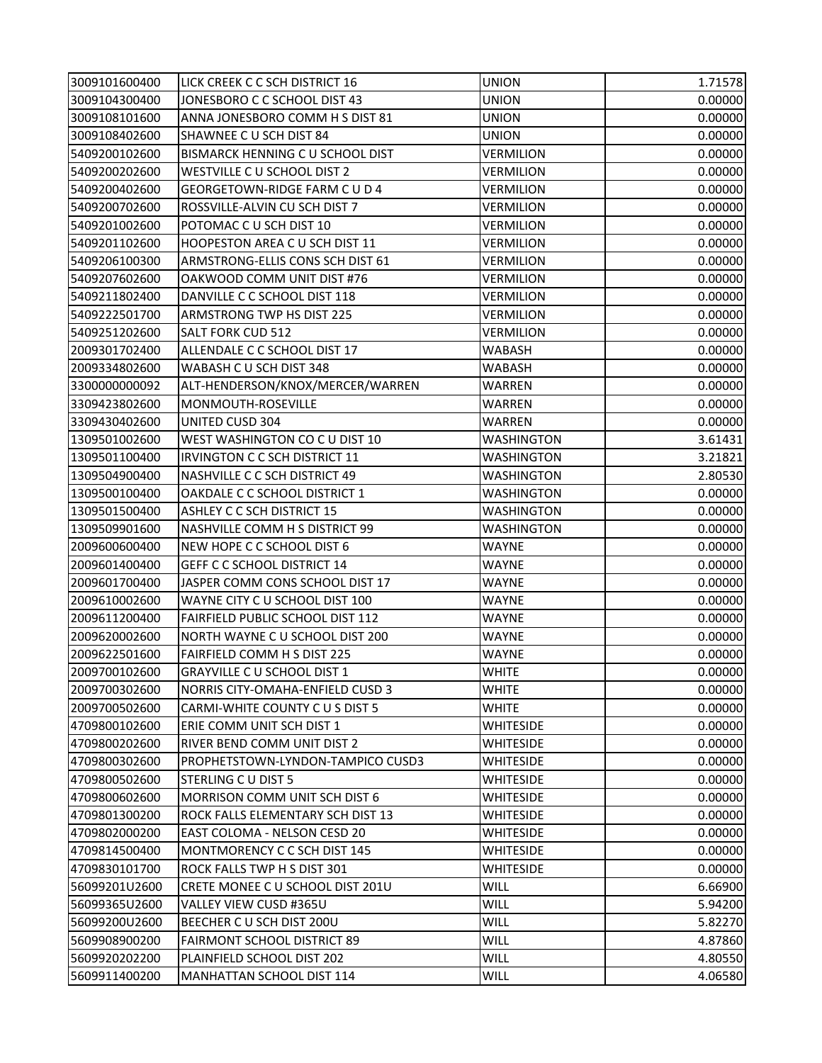| | | | |
|---|---|---|---|
| 3009101600400 | LICK CREEK C C SCH DISTRICT 16 | UNION | 1.71578 |
| 3009104300400 | JONESBORO C C SCHOOL DIST 43 | UNION | 0.00000 |
| 3009108101600 | ANNA JONESBORO COMM H S DIST 81 | UNION | 0.00000 |
| 3009108402600 | SHAWNEE C U SCH DIST 84 | UNION | 0.00000 |
| 5409200102600 | BISMARCK HENNING C U SCHOOL DIST | VERMILION | 0.00000 |
| 5409200202600 | WESTVILLE C U SCHOOL DIST 2 | VERMILION | 0.00000 |
| 5409200402600 | GEORGETOWN-RIDGE FARM C U D 4 | VERMILION | 0.00000 |
| 5409200702600 | ROSSVILLE-ALVIN CU SCH DIST 7 | VERMILION | 0.00000 |
| 5409201002600 | POTOMAC C U SCH DIST 10 | VERMILION | 0.00000 |
| 5409201102600 | HOOPESTON AREA C U SCH DIST 11 | VERMILION | 0.00000 |
| 5409206100300 | ARMSTRONG-ELLIS CONS SCH DIST 61 | VERMILION | 0.00000 |
| 5409207602600 | OAKWOOD COMM UNIT DIST #76 | VERMILION | 0.00000 |
| 5409211802400 | DANVILLE C C SCHOOL DIST 118 | VERMILION | 0.00000 |
| 5409222501700 | ARMSTRONG TWP HS DIST 225 | VERMILION | 0.00000 |
| 5409251202600 | SALT FORK CUD 512 | VERMILION | 0.00000 |
| 2009301702400 | ALLENDALE C C SCHOOL DIST 17 | WABASH | 0.00000 |
| 2009334802600 | WABASH C U SCH DIST 348 | WABASH | 0.00000 |
| 3300000000092 | ALT-HENDERSON/KNOX/MERCER/WARREN | WARREN | 0.00000 |
| 3309423802600 | MONMOUTH-ROSEVILLE | WARREN | 0.00000 |
| 3309430402600 | UNITED CUSD 304 | WARREN | 0.00000 |
| 1309501002600 | WEST WASHINGTON CO C U DIST 10 | WASHINGTON | 3.61431 |
| 1309501100400 | IRVINGTON C C SCH DISTRICT 11 | WASHINGTON | 3.21821 |
| 1309504900400 | NASHVILLE C C SCH DISTRICT 49 | WASHINGTON | 2.80530 |
| 1309500100400 | OAKDALE C C SCHOOL DISTRICT 1 | WASHINGTON | 0.00000 |
| 1309501500400 | ASHLEY C C SCH DISTRICT 15 | WASHINGTON | 0.00000 |
| 1309509901600 | NASHVILLE COMM H S DISTRICT 99 | WASHINGTON | 0.00000 |
| 2009600600400 | NEW HOPE C C SCHOOL DIST 6 | WAYNE | 0.00000 |
| 2009601400400 | GEFF C C SCHOOL DISTRICT 14 | WAYNE | 0.00000 |
| 2009601700400 | JASPER COMM CONS SCHOOL DIST 17 | WAYNE | 0.00000 |
| 2009610002600 | WAYNE CITY C U SCHOOL DIST 100 | WAYNE | 0.00000 |
| 2009611200400 | FAIRFIELD PUBLIC SCHOOL DIST 112 | WAYNE | 0.00000 |
| 2009620002600 | NORTH WAYNE C U SCHOOL DIST 200 | WAYNE | 0.00000 |
| 2009622501600 | FAIRFIELD COMM H S DIST 225 | WAYNE | 0.00000 |
| 2009700102600 | GRAYVILLE C U SCHOOL DIST 1 | WHITE | 0.00000 |
| 2009700302600 | NORRIS CITY-OMAHA-ENFIELD CUSD 3 | WHITE | 0.00000 |
| 2009700502600 | CARMI-WHITE COUNTY C U S DIST 5 | WHITE | 0.00000 |
| 4709800102600 | ERIE COMM UNIT SCH DIST 1 | WHITESIDE | 0.00000 |
| 4709800202600 | RIVER BEND COMM UNIT DIST 2 | WHITESIDE | 0.00000 |
| 4709800302600 | PROPHETSTOWN-LYNDON-TAMPICO CUSD3 | WHITESIDE | 0.00000 |
| 4709800502600 | STERLING C U DIST 5 | WHITESIDE | 0.00000 |
| 4709800602600 | MORRISON COMM UNIT SCH DIST 6 | WHITESIDE | 0.00000 |
| 4709801300200 | ROCK FALLS ELEMENTARY SCH DIST 13 | WHITESIDE | 0.00000 |
| 4709802000200 | EAST COLOMA - NELSON CESD 20 | WHITESIDE | 0.00000 |
| 4709814500400 | MONTMORENCY C C SCH DIST 145 | WHITESIDE | 0.00000 |
| 4709830101700 | ROCK FALLS TWP H S DIST 301 | WHITESIDE | 0.00000 |
| 56099201U2600 | CRETE MONEE C U SCHOOL DIST 201U | WILL | 6.66900 |
| 56099365U2600 | VALLEY VIEW CUSD #365U | WILL | 5.94200 |
| 56099200U2600 | BEECHER C U SCH DIST 200U | WILL | 5.82270 |
| 5609908900200 | FAIRMONT SCHOOL DISTRICT 89 | WILL | 4.87860 |
| 5609920202200 | PLAINFIELD SCHOOL DIST 202 | WILL | 4.80550 |
| 5609911400200 | MANHATTAN SCHOOL DIST 114 | WILL | 4.06580 |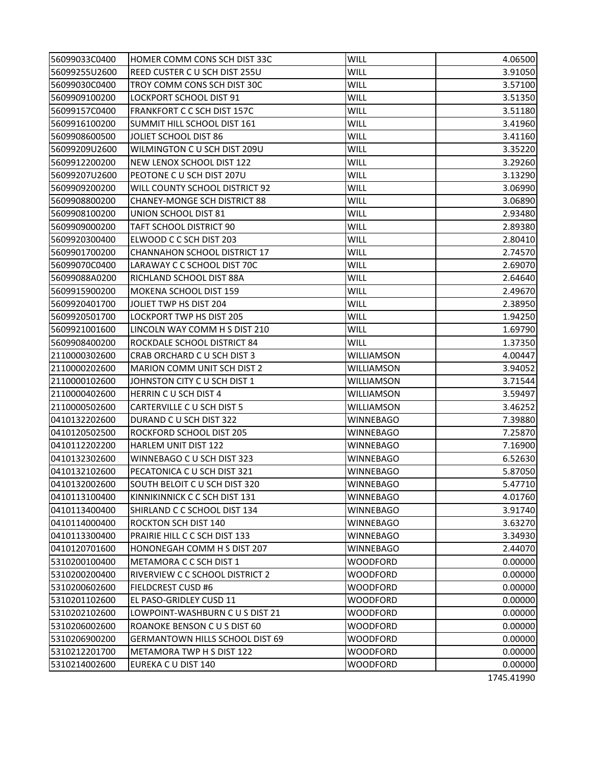| | | | |
|---|---|---|---|
| 56099033C0400 | HOMER COMM CONS SCH DIST 33C | WILL | 4.06500 |
| 56099255U2600 | REED CUSTER C U SCH DIST 255U | WILL | 3.91050 |
| 56099030C0400 | TROY COMM CONS SCH DIST 30C | WILL | 3.57100 |
| 5609909100200 | LOCKPORT SCHOOL DIST 91 | WILL | 3.51350 |
| 56099157C0400 | FRANKFORT C C SCH DIST 157C | WILL | 3.51180 |
| 5609916100200 | SUMMIT HILL SCHOOL DIST 161 | WILL | 3.41960 |
| 5609908600500 | JOLIET SCHOOL DIST 86 | WILL | 3.41160 |
| 56099209U2600 | WILMINGTON C U SCH DIST 209U | WILL | 3.35220 |
| 5609912200200 | NEW LENOX SCHOOL DIST 122 | WILL | 3.29260 |
| 56099207U2600 | PEOTONE C U SCH DIST 207U | WILL | 3.13290 |
| 5609909200200 | WILL COUNTY SCHOOL DISTRICT 92 | WILL | 3.06990 |
| 5609908800200 | CHANEY-MONGE SCH DISTRICT 88 | WILL | 3.06890 |
| 5609908100200 | UNION SCHOOL DIST 81 | WILL | 2.93480 |
| 5609909000200 | TAFT SCHOOL DISTRICT 90 | WILL | 2.89380 |
| 5609920300400 | ELWOOD C C SCH DIST 203 | WILL | 2.80410 |
| 5609901700200 | CHANNAHON SCHOOL DISTRICT 17 | WILL | 2.74570 |
| 56099070C0400 | LARAWAY C C SCHOOL DIST 70C | WILL | 2.69070 |
| 56099088A0200 | RICHLAND SCHOOL DIST 88A | WILL | 2.64640 |
| 5609915900200 | MOKENA SCHOOL DIST 159 | WILL | 2.49670 |
| 5609920401700 | JOLIET TWP HS DIST 204 | WILL | 2.38950 |
| 5609920501700 | LOCKPORT TWP HS DIST 205 | WILL | 1.94250 |
| 5609921001600 | LINCOLN WAY COMM H S DIST 210 | WILL | 1.69790 |
| 5609908400200 | ROCKDALE SCHOOL DISTRICT 84 | WILL | 1.37350 |
| 2110000302600 | CRAB ORCHARD C U SCH DIST 3 | WILLIAMSON | 4.00447 |
| 2110000202600 | MARION COMM UNIT SCH DIST 2 | WILLIAMSON | 3.94052 |
| 2110000102600 | JOHNSTON CITY C U SCH DIST 1 | WILLIAMSON | 3.71544 |
| 2110000402600 | HERRIN C U SCH DIST 4 | WILLIAMSON | 3.59497 |
| 2110000502600 | CARTERVILLE C U SCH DIST 5 | WILLIAMSON | 3.46252 |
| 0410132202600 | DURAND C U SCH DIST 322 | WINNEBAGO | 7.39880 |
| 0410120502500 | ROCKFORD SCHOOL DIST 205 | WINNEBAGO | 7.25870 |
| 0410112202200 | HARLEM UNIT DIST 122 | WINNEBAGO | 7.16900 |
| 0410132302600 | WINNEBAGO C U SCH DIST 323 | WINNEBAGO | 6.52630 |
| 0410132102600 | PECATONICA C U SCH DIST 321 | WINNEBAGO | 5.87050 |
| 0410132002600 | SOUTH BELOIT C U SCH DIST 320 | WINNEBAGO | 5.47710 |
| 0410113100400 | KINNIKINNICK C C SCH DIST 131 | WINNEBAGO | 4.01760 |
| 0410113400400 | SHIRLAND C C SCHOOL DIST 134 | WINNEBAGO | 3.91740 |
| 0410114000400 | ROCKTON SCH DIST 140 | WINNEBAGO | 3.63270 |
| 0410113300400 | PRAIRIE HILL C C SCH DIST 133 | WINNEBAGO | 3.34930 |
| 0410120701600 | HONONEGAH COMM H S DIST 207 | WINNEBAGO | 2.44070 |
| 5310200100400 | METAMORA C C SCH DIST 1 | WOODFORD | 0.00000 |
| 5310200200400 | RIVERVIEW C C SCHOOL DISTRICT 2 | WOODFORD | 0.00000 |
| 5310200602600 | FIELDCREST CUSD #6 | WOODFORD | 0.00000 |
| 5310201102600 | EL PASO-GRIDLEY CUSD 11 | WOODFORD | 0.00000 |
| 5310202102600 | LOWPOINT-WASHBURN C U S DIST 21 | WOODFORD | 0.00000 |
| 5310206002600 | ROANOKE BENSON C U S DIST 60 | WOODFORD | 0.00000 |
| 5310206900200 | GERMANTOWN HILLS SCHOOL DIST 69 | WOODFORD | 0.00000 |
| 5310212201700 | METAMORA TWP H S DIST 122 | WOODFORD | 0.00000 |
| 5310214002600 | EUREKA C U DIST 140 | WOODFORD | 0.00000 |
| | | | 1745.41990 |